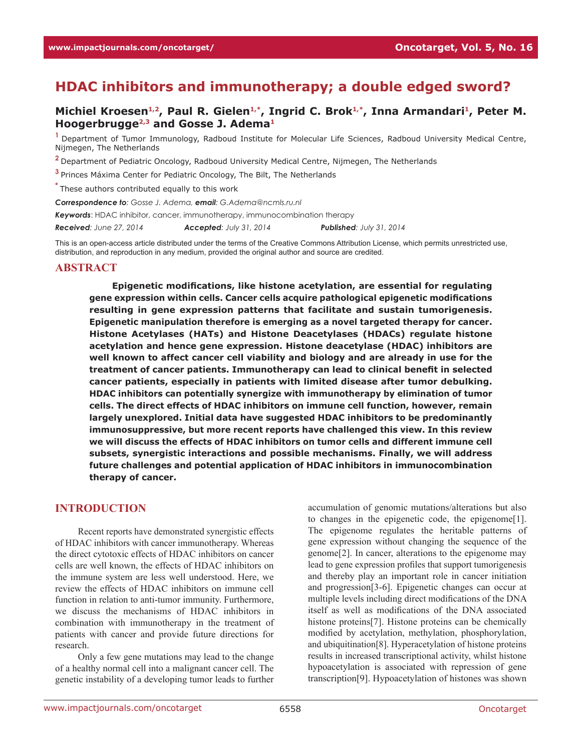# HDAC inhibitors and immunotherapy; a double edged sword?

**Michiel Kroesen[1,2], Paul R. Gielen[1,*], Ingrid C. Brok[1,*], Inna Armandari[1], Peter M. Hoogerbrugge[2,3] and Gosse J. Adema[1]**

[1] Department of Tumor Immunology, Radboud Institute for Molecular Life Sciences, Radboud University Medical Centre, Nijmegen, The Netherlands

[2] Department of Pediatric Oncology, Radboud University Medical Centre, Nijmegen, The Netherlands

[3] Princes Máxima Center for Pediatric Oncology, The Bilt, The Netherlands

[*] These authors contributed equally to this work

***Correspondence to****: Gosse J. Adema,* ***email****: G.Adema@ncmls.ru.nl*

***Keywords***: HDAC inhibitor, cancer, immunotherapy, immunocombination therapy

***Received****: June 27, 2014* ***Accepted****: July 31, 2014* ***Published****: July 31, 2014*

This is an open-access article distributed under the terms of the Creative Commons Attribution License, which permits unrestricted use, distribution, and reproduction in any medium, provided the original author and source are credited.

## ABSTRACT

**Epigenetic modifications, like histone acetylation, are essential for regulating gene expression within cells. Cancer cells acquire pathological epigenetic modifications resulting in gene expression patterns that facilitate and sustain tumorigenesis. Epigenetic manipulation therefore is emerging as a novel targeted therapy for cancer. Histone Acetylases (HATs) and Histone Deacetylases (HDACs) regulate histone acetylation and hence gene expression. Histone deacetylase (HDAC) inhibitors are well known to affect cancer cell viability and biology and are already in use for the treatment of cancer patients. Immunotherapy can lead to clinical benefit in selected cancer patients, especially in patients with limited disease after tumor debulking. HDAC inhibitors can potentially synergize with immunotherapy by elimination of tumor cells. The direct effects of HDAC inhibitors on immune cell function, however, remain largely unexplored. Initial data have suggested HDAC inhibitors to be predominantly immunosuppressive, but more recent reports have challenged this view. In this review we will discuss the effects of HDAC inhibitors on tumor cells and different immune cell subsets, synergistic interactions and possible mechanisms. Finally, we will address future challenges and potential application of HDAC inhibitors in immunocombination therapy of cancer.**

## INTRODUCTION

Recent reports have demonstrated synergistic effects of HDAC inhibitors with cancer immunotherapy. Whereas the direct cytotoxic effects of HDAC inhibitors on cancer cells are well known, the effects of HDAC inhibitors on the immune system are less well understood. Here, we review the effects of HDAC inhibitors on immune cell function in relation to anti-tumor immunity. Furthermore, we discuss the mechanisms of HDAC inhibitors in combination with immunotherapy in the treatment of patients with cancer and provide future directions for research.

Only a few gene mutations may lead to the change of a healthy normal cell into a malignant cancer cell. The genetic instability of a developing tumor leads to further accumulation of genomic mutations/alterations but also to changes in the epigenetic code, the epigenome[1]. The epigenome regulates the heritable patterns of gene expression without changing the sequence of the genome[2]. In cancer, alterations to the epigenome may lead to gene expression profiles that support tumorigenesis and thereby play an important role in cancer initiation and progression[3-6]. Epigenetic changes can occur at multiple levels including direct modifications of the DNA itself as well as modifications of the DNA associated histone proteins[7]. Histone proteins can be chemically modified by acetylation, methylation, phosphorylation, and ubiquitination[8]. Hyperacetylation of histone proteins results in increased transcriptional activity, whilst histone hypoacetylation is associated with repression of gene transcription[9]. Hypoacetylation of histones was shown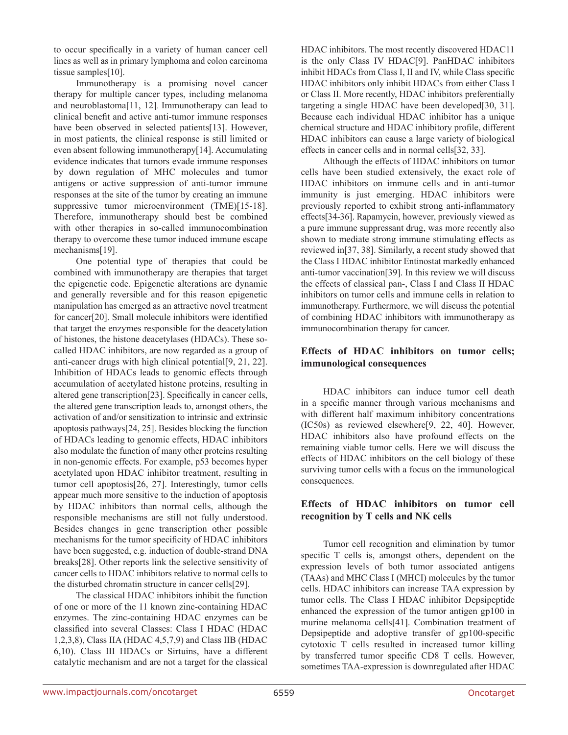to occur specifically in a variety of human cancer cell lines as well as in primary lymphoma and colon carcinoma tissue samples[10].

Immunotherapy is a promising novel cancer therapy for multiple cancer types, including melanoma and neuroblastoma[11, 12]. Immunotherapy can lead to clinical benefit and active anti-tumor immune responses have been observed in selected patients[13]. However, in most patients, the clinical response is still limited or even absent following immunotherapy[14]. Accumulating evidence indicates that tumors evade immune responses by down regulation of MHC molecules and tumor antigens or active suppression of anti-tumor immune responses at the site of the tumor by creating an immune suppressive tumor microenvironment (TME)[15-18]. Therefore, immunotherapy should best be combined with other therapies in so-called immunocombination therapy to overcome these tumor induced immune escape mechanisms[19].

One potential type of therapies that could be combined with immunotherapy are therapies that target the epigenetic code. Epigenetic alterations are dynamic and generally reversible and for this reason epigenetic manipulation has emerged as an attractive novel treatment for cancer[20]. Small molecule inhibitors were identified that target the enzymes responsible for the deacetylation of histones, the histone deacetylases (HDACs). These so-called HDAC inhibitors, are now regarded as a group of anti-cancer drugs with high clinical potential[9, 21, 22]. Inhibition of HDACs leads to genomic effects through accumulation of acetylated histone proteins, resulting in altered gene transcription[23]. Specifically in cancer cells, the altered gene transcription leads to, amongst others, the activation of and/or sensitization to intrinsic and extrinsic apoptosis pathways[24, 25]. Besides blocking the function of HDACs leading to genomic effects, HDAC inhibitors also modulate the function of many other proteins resulting in non-genomic effects. For example, p53 becomes hyper acetylated upon HDAC inhibitor treatment, resulting in tumor cell apoptosis[26, 27]. Interestingly, tumor cells appear much more sensitive to the induction of apoptosis by HDAC inhibitors than normal cells, although the responsible mechanisms are still not fully understood. Besides changes in gene transcription other possible mechanisms for the tumor specificity of HDAC inhibitors have been suggested, e.g. induction of double-strand DNA breaks[28]. Other reports link the selective sensitivity of cancer cells to HDAC inhibitors relative to normal cells to the disturbed chromatin structure in cancer cells[29].

The classical HDAC inhibitors inhibit the function of one or more of the 11 known zinc-containing HDAC enzymes. The zinc-containing HDAC enzymes can be classified into several Classes: Class I HDAC (HDAC 1,2,3,8), Class IIA (HDAC 4,5,7,9) and Class IIB (HDAC 6,10). Class III HDACs or Sirtuins, have a different catalytic mechanism and are not a target for the classical HDAC inhibitors. The most recently discovered HDAC11 is the only Class IV HDAC[9]. PanHDAC inhibitors inhibit HDACs from Class I, II and IV, while Class specific HDAC inhibitors only inhibit HDACs from either Class I or Class II. More recently, HDAC inhibitors preferentially targeting a single HDAC have been developed[30, 31]. Because each individual HDAC inhibitor has a unique chemical structure and HDAC inhibitory profile, different HDAC inhibitors can cause a large variety of biological effects in cancer cells and in normal cells[32, 33].

Although the effects of HDAC inhibitors on tumor cells have been studied extensively, the exact role of HDAC inhibitors on immune cells and in anti-tumor immunity is just emerging. HDAC inhibitors were previously reported to exhibit strong anti-inflammatory effects[34-36]. Rapamycin, however, previously viewed as a pure immune suppressant drug, was more recently also shown to mediate strong immune stimulating effects as reviewed in[37, 38]. Similarly, a recent study showed that the Class I HDAC inhibitor Entinostat markedly enhanced anti-tumor vaccination[39]. In this review we will discuss the effects of classical pan-, Class I and Class II HDAC inhibitors on tumor cells and immune cells in relation to immunotherapy. Furthermore, we will discuss the potential of combining HDAC inhibitors with immunotherapy as immunocombination therapy for cancer.

## Effects of HDAC inhibitors on tumor cells; immunological consequences

HDAC inhibitors can induce tumor cell death in a specific manner through various mechanisms and with different half maximum inhibitory concentrations (IC50s) as reviewed elsewhere[9, 22, 40]. However, HDAC inhibitors also have profound effects on the remaining viable tumor cells. Here we will discuss the effects of HDAC inhibitors on the cell biology of these surviving tumor cells with a focus on the immunological consequences.

## Effects of HDAC inhibitors on tumor cell recognition by T cells and NK cells

Tumor cell recognition and elimination by tumor specific T cells is, amongst others, dependent on the expression levels of both tumor associated antigens (TAAs) and MHC Class I (MHCI) molecules by the tumor cells. HDAC inhibitors can increase TAA expression by tumor cells. The Class I HDAC inhibitor Depsipeptide enhanced the expression of the tumor antigen gp100 in murine melanoma cells[41]. Combination treatment of Depsipeptide and adoptive transfer of gp100-specific cytotoxic T cells resulted in increased tumor killing by transferred tumor specific CD8 T cells. However, sometimes TAA-expression is downregulated after HDAC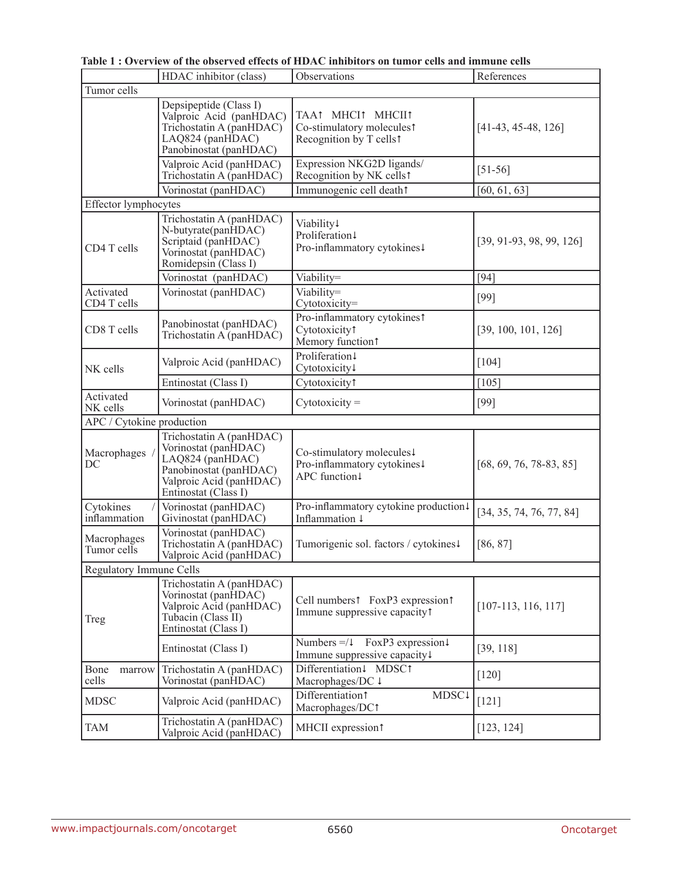**Table 1 : Overview of the observed effects of HDAC inhibitors on tumor cells and immune cells**

| | HDAC inhibitor (class) | Observations | References |
|---|---|---|---|
| Tumor cells | | | |
| | Depsipeptide (Class I)<br>Valproic Acid (panHDAC)<br>Trichostatin A (panHDAC)<br>LAQ824 (panHDAC)<br>Panobinostat (panHDAC) | TAA↑ MHCI↑ MHCII↑<br>Co-stimulatory molecules↑<br>Recognition by T cells↑ | [41-43, 45-48, 126] |
| | Valproic Acid (panHDAC)<br>Trichostatin A (panHDAC) | Expression NKG2D ligands/<br>Recognition by NK cells↑ | [51-56] |
| | Vorinostat (panHDAC) | Immunogenic cell death↑ | [60, 61, 63] |
| Effector lymphocytes | | | |
| CD4 T cells | Trichostatin A (panHDAC)<br>N-butyrate(panHDAC)<br>Scriptaid (panHDAC)<br>Vorinostat (panHDAC)<br>Romidepsin (Class I) | Viability↓<br>Proliferation↓<br>Pro-inflammatory cytokines↓ | [39, 91-93, 98, 99, 126] |
| | Vorinostat (panHDAC) | Viability= | [94] |
| Activated CD4 T cells | Vorinostat (panHDAC) | Viability=<br>Cytotoxicity= | [99] |
| CD8 T cells | Panobinostat (panHDAC)<br>Trichostatin A (panHDAC) | Pro-inflammatory cytokines↑<br>Cytotoxicity↑<br>Memory function↑ | [39, 100, 101, 126] |
| NK cells | Valproic Acid (panHDAC) | Proliferation↓<br>Cytotoxicity↓ | [104] |
| | Entinostat (Class I) | Cytotoxicity↑ | [105] |
| Activated NK cells | Vorinostat (panHDAC) | Cytotoxicity = | [99] |
| APC / Cytokine production | | | |
| Macrophages / DC | Trichostatin A (panHDAC)<br>Vorinostat (panHDAC)<br>LAQ824 (panHDAC)<br>Panobinostat (panHDAC)<br>Valproic Acid (panHDAC)<br>Entinostat (Class I) | Co-stimulatory molecules↓<br>Pro-inflammatory cytokines↓<br>APC function↓ | [68, 69, 76, 78-83, 85] |
| Cytokines / inflammation | Vorinostat (panHDAC)<br>Givinostat (panHDAC) | Pro-inflammatory cytokine production↓<br>Inflammation ↓ | [34, 35, 74, 76, 77, 84] |
| Macrophages Tumor cells | Vorinostat (panHDAC)<br>Trichostatin A (panHDAC)<br>Valproic Acid (panHDAC) | Tumorigenic sol. factors / cytokines↓ | [86, 87] |
| Regulatory Immune Cells | | | |
| Treg | Trichostatin A (panHDAC)<br>Vorinostat (panHDAC)<br>Valproic Acid (panHDAC)<br>Tubacin (Class II)<br>Entinostat (Class I) | Cell numbers↑ FoxP3 expression↑<br>Immune suppressive capacity↑ | [107-113, 116, 117] |
| | Entinostat (Class I) | Numbers =/↓ FoxP3 expression↓<br>Immune suppressive capacity↓ | [39, 118] |
| Bone marrow cells | Trichostatin A (panHDAC)<br>Vorinostat (panHDAC) | Differentiation↓ MDSC↑<br>Macrophages/DC ↓ | [120] |
| MDSC | Valproic Acid (panHDAC) | Differentiation↑ MDSC↓<br>Macrophages/DC↑ | [121] |
| TAM | Trichostatin A (panHDAC)<br>Valproic Acid (panHDAC) | MHCII expression↑ | [123, 124] |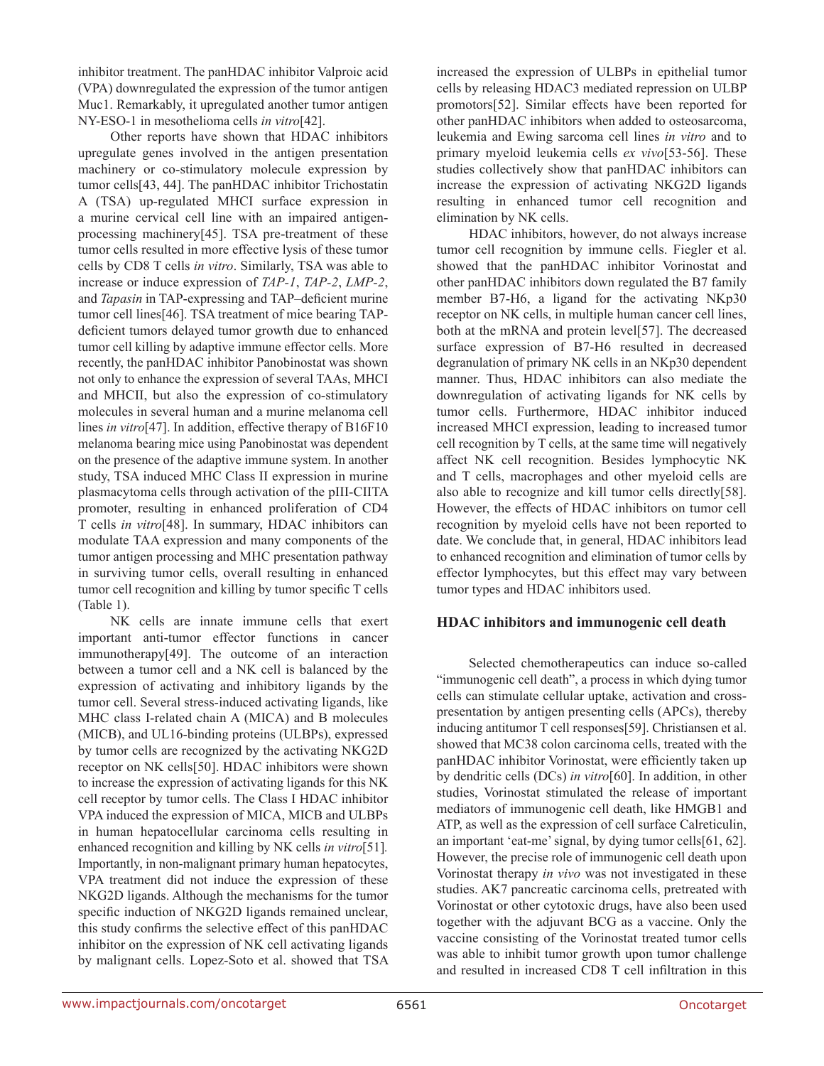inhibitor treatment. The panHDAC inhibitor Valproic acid (VPA) downregulated the expression of the tumor antigen Muc1. Remarkably, it upregulated another tumor antigen NY-ESO-1 in mesothelioma cells *in vitro*[42].

Other reports have shown that HDAC inhibitors upregulate genes involved in the antigen presentation machinery or co-stimulatory molecule expression by tumor cells[43, 44]. The panHDAC inhibitor Trichostatin A (TSA) up-regulated MHCI surface expression in a murine cervical cell line with an impaired antigen-processing machinery[45]. TSA pre-treatment of these tumor cells resulted in more effective lysis of these tumor cells by CD8 T cells *in vitro*. Similarly, TSA was able to increase or induce expression of *TAP-1*, *TAP-2*, *LMP-2*, and *Tapasin* in TAP-expressing and TAP–deficient murine tumor cell lines[46]. TSA treatment of mice bearing TAP-deficient tumors delayed tumor growth due to enhanced tumor cell killing by adaptive immune effector cells. More recently, the panHDAC inhibitor Panobinostat was shown not only to enhance the expression of several TAAs, MHCI and MHCII, but also the expression of co-stimulatory molecules in several human and a murine melanoma cell lines *in vitro*[47]. In addition, effective therapy of B16F10 melanoma bearing mice using Panobinostat was dependent on the presence of the adaptive immune system. In another study, TSA induced MHC Class II expression in murine plasmacytoma cells through activation of the pIII-CIITA promoter, resulting in enhanced proliferation of CD4 T cells *in vitro*[48]. In summary, HDAC inhibitors can modulate TAA expression and many components of the tumor antigen processing and MHC presentation pathway in surviving tumor cells, overall resulting in enhanced tumor cell recognition and killing by tumor specific T cells (Table 1).

NK cells are innate immune cells that exert important anti-tumor effector functions in cancer immunotherapy[49]. The outcome of an interaction between a tumor cell and a NK cell is balanced by the expression of activating and inhibitory ligands by the tumor cell. Several stress-induced activating ligands, like MHC class I-related chain A (MICA) and B molecules (MICB), and UL16-binding proteins (ULBPs), expressed by tumor cells are recognized by the activating NKG2D receptor on NK cells[50]. HDAC inhibitors were shown to increase the expression of activating ligands for this NK cell receptor by tumor cells. The Class I HDAC inhibitor VPA induced the expression of MICA, MICB and ULBPs in human hepatocellular carcinoma cells resulting in enhanced recognition and killing by NK cells *in vitro*[51]. Importantly, in non-malignant primary human hepatocytes, VPA treatment did not induce the expression of these NKG2D ligands. Although the mechanisms for the tumor specific induction of NKG2D ligands remained unclear, this study confirms the selective effect of this panHDAC inhibitor on the expression of NK cell activating ligands by malignant cells. Lopez-Soto et al. showed that TSA increased the expression of ULBPs in epithelial tumor cells by releasing HDAC3 mediated repression on ULBP promotors[52]. Similar effects have been reported for other panHDAC inhibitors when added to osteosarcoma, leukemia and Ewing sarcoma cell lines *in vitro* and to primary myeloid leukemia cells *ex vivo*[53-56]. These studies collectively show that panHDAC inhibitors can increase the expression of activating NKG2D ligands resulting in enhanced tumor cell recognition and elimination by NK cells.

HDAC inhibitors, however, do not always increase tumor cell recognition by immune cells. Fiegler et al. showed that the panHDAC inhibitor Vorinostat and other panHDAC inhibitors down regulated the B7 family member B7-H6, a ligand for the activating NKp30 receptor on NK cells, in multiple human cancer cell lines, both at the mRNA and protein level[57]. The decreased surface expression of B7-H6 resulted in decreased degranulation of primary NK cells in an NKp30 dependent manner. Thus, HDAC inhibitors can also mediate the downregulation of activating ligands for NK cells by tumor cells. Furthermore, HDAC inhibitor induced increased MHCI expression, leading to increased tumor cell recognition by T cells, at the same time will negatively affect NK cell recognition. Besides lymphocytic NK and T cells, macrophages and other myeloid cells are also able to recognize and kill tumor cells directly[58]. However, the effects of HDAC inhibitors on tumor cell recognition by myeloid cells have not been reported to date. We conclude that, in general, HDAC inhibitors lead to enhanced recognition and elimination of tumor cells by effector lymphocytes, but this effect may vary between tumor types and HDAC inhibitors used.

## HDAC inhibitors and immunogenic cell death

Selected chemotherapeutics can induce so-called "immunogenic cell death", a process in which dying tumor cells can stimulate cellular uptake, activation and cross-presentation by antigen presenting cells (APCs), thereby inducing antitumor T cell responses[59]. Christiansen et al. showed that MC38 colon carcinoma cells, treated with the panHDAC inhibitor Vorinostat, were efficiently taken up by dendritic cells (DCs) *in vitro*[60]. In addition, in other studies, Vorinostat stimulated the release of important mediators of immunogenic cell death, like HMGB1 and ATP, as well as the expression of cell surface Calreticulin, an important 'eat-me' signal, by dying tumor cells[61, 62]. However, the precise role of immunogenic cell death upon Vorinostat therapy *in vivo* was not investigated in these studies. AK7 pancreatic carcinoma cells, pretreated with Vorinostat or other cytotoxic drugs, have also been used together with the adjuvant BCG as a vaccine. Only the vaccine consisting of the Vorinostat treated tumor cells was able to inhibit tumor growth upon tumor challenge and resulted in increased CD8 T cell infiltration in this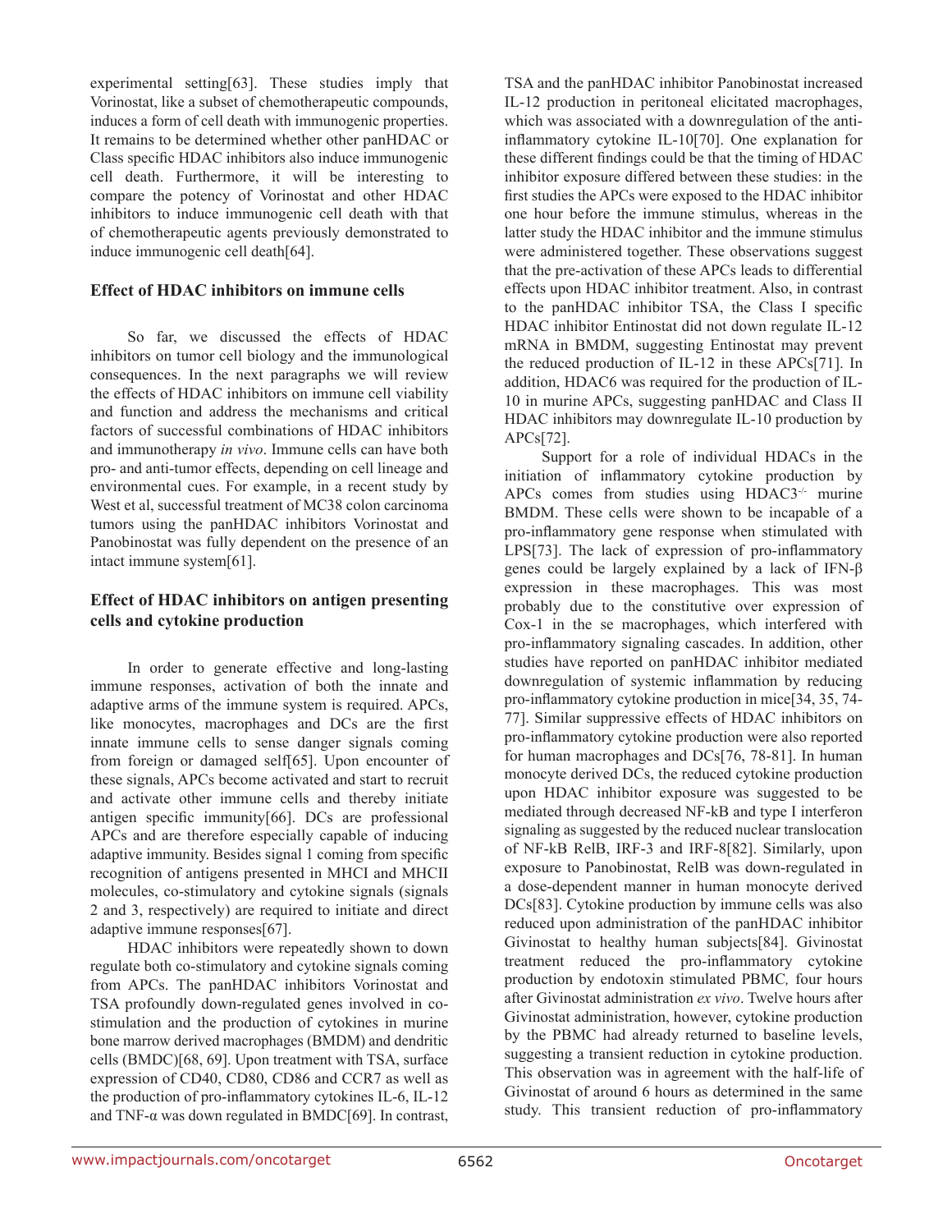experimental setting[63]. These studies imply that Vorinostat, like a subset of chemotherapeutic compounds, induces a form of cell death with immunogenic properties. It remains to be determined whether other panHDAC or Class specific HDAC inhibitors also induce immunogenic cell death. Furthermore, it will be interesting to compare the potency of Vorinostat and other HDAC inhibitors to induce immunogenic cell death with that of chemotherapeutic agents previously demonstrated to induce immunogenic cell death[64].

## Effect of HDAC inhibitors on immune cells

So far, we discussed the effects of HDAC inhibitors on tumor cell biology and the immunological consequences. In the next paragraphs we will review the effects of HDAC inhibitors on immune cell viability and function and address the mechanisms and critical factors of successful combinations of HDAC inhibitors and immunotherapy *in vivo*. Immune cells can have both pro- and anti-tumor effects, depending on cell lineage and environmental cues. For example, in a recent study by West et al, successful treatment of MC38 colon carcinoma tumors using the panHDAC inhibitors Vorinostat and Panobinostat was fully dependent on the presence of an intact immune system[61].

## Effect of HDAC inhibitors on antigen presenting cells and cytokine production

In order to generate effective and long-lasting immune responses, activation of both the innate and adaptive arms of the immune system is required. APCs, like monocytes, macrophages and DCs are the first innate immune cells to sense danger signals coming from foreign or damaged self[65]. Upon encounter of these signals, APCs become activated and start to recruit and activate other immune cells and thereby initiate antigen specific immunity[66]. DCs are professional APCs and are therefore especially capable of inducing adaptive immunity. Besides signal 1 coming from specific recognition of antigens presented in MHCI and MHCII molecules, co-stimulatory and cytokine signals (signals 2 and 3, respectively) are required to initiate and direct adaptive immune responses[67].

HDAC inhibitors were repeatedly shown to down regulate both co-stimulatory and cytokine signals coming from APCs. The panHDAC inhibitors Vorinostat and TSA profoundly down-regulated genes involved in co-stimulation and the production of cytokines in murine bone marrow derived macrophages (BMDM) and dendritic cells (BMDC)[68, 69]. Upon treatment with TSA, surface expression of CD40, CD80, CD86 and CCR7 as well as the production of pro-inflammatory cytokines IL-6, IL-12 and TNF-α was down regulated in BMDC[69]. In contrast, TSA and the panHDAC inhibitor Panobinostat increased IL-12 production in peritoneal elicitated macrophages, which was associated with a downregulation of the anti-inflammatory cytokine IL-10[70]. One explanation for these different findings could be that the timing of HDAC inhibitor exposure differed between these studies: in the first studies the APCs were exposed to the HDAC inhibitor one hour before the immune stimulus, whereas in the latter study the HDAC inhibitor and the immune stimulus were administered together. These observations suggest that the pre-activation of these APCs leads to differential effects upon HDAC inhibitor treatment. Also, in contrast to the panHDAC inhibitor TSA, the Class I specific HDAC inhibitor Entinostat did not down regulate IL-12 mRNA in BMDM, suggesting Entinostat may prevent the reduced production of IL-12 in these APCs[71]. In addition, HDAC6 was required for the production of IL-10 in murine APCs, suggesting panHDAC and Class II HDAC inhibitors may downregulate IL-10 production by APCs[72].

Support for a role of individual HDACs in the initiation of inflammatory cytokine production by APCs comes from studies using HDAC3$^{-/-}$ murine BMDM. These cells were shown to be incapable of a pro-inflammatory gene response when stimulated with LPS[73]. The lack of expression of pro-inflammatory genes could be largely explained by a lack of IFN-β expression in these macrophages. This was most probably due to the constitutive over expression of Cox-1 in the se macrophages, which interfered with pro-inflammatory signaling cascades. In addition, other studies have reported on panHDAC inhibitor mediated downregulation of systemic inflammation by reducing pro-inflammatory cytokine production in mice[34, 35, 74-77]. Similar suppressive effects of HDAC inhibitors on pro-inflammatory cytokine production were also reported for human macrophages and DCs[76, 78-81]. In human monocyte derived DCs, the reduced cytokine production upon HDAC inhibitor exposure was suggested to be mediated through decreased NF-kB and type I interferon signaling as suggested by the reduced nuclear translocation of NF-kB RelB, IRF-3 and IRF-8[82]. Similarly, upon exposure to Panobinostat, RelB was down-regulated in a dose-dependent manner in human monocyte derived DCs[83]. Cytokine production by immune cells was also reduced upon administration of the panHDAC inhibitor Givinostat to healthy human subjects[84]. Givinostat treatment reduced the pro-inflammatory cytokine production by endotoxin stimulated PBMC, four hours after Givinostat administration *ex vivo*. Twelve hours after Givinostat administration, however, cytokine production by the PBMC had already returned to baseline levels, suggesting a transient reduction in cytokine production. This observation was in agreement with the half-life of Givinostat of around 6 hours as determined in the same study. This transient reduction of pro-inflammatory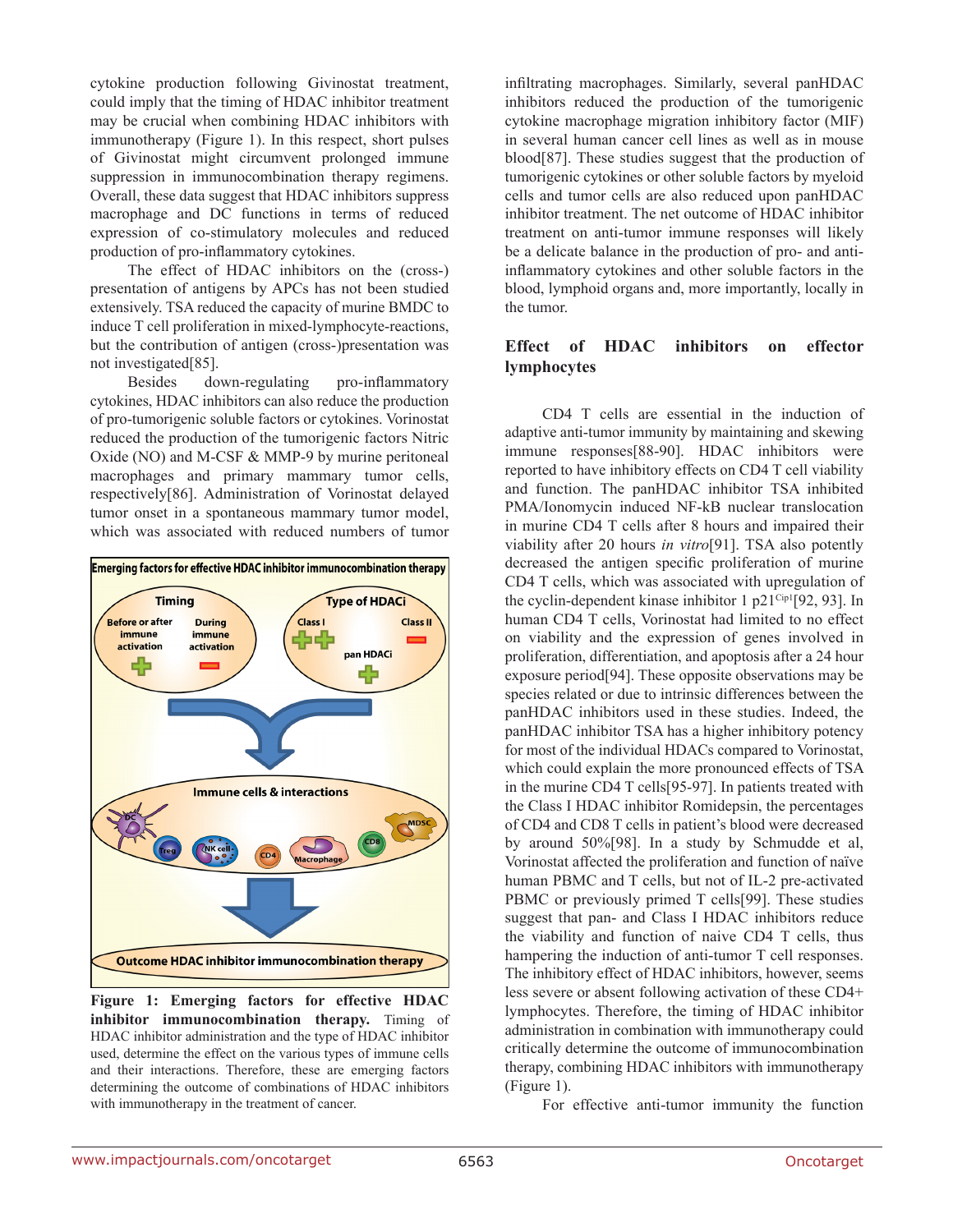cytokine production following Givinostat treatment, could imply that the timing of HDAC inhibitor treatment may be crucial when combining HDAC inhibitors with immunotherapy (Figure 1). In this respect, short pulses of Givinostat might circumvent prolonged immune suppression in immunocombination therapy regimens. Overall, these data suggest that HDAC inhibitors suppress macrophage and DC functions in terms of reduced expression of co-stimulatory molecules and reduced production of pro-inflammatory cytokines.

The effect of HDAC inhibitors on the (cross-) presentation of antigens by APCs has not been studied extensively. TSA reduced the capacity of murine BMDC to induce T cell proliferation in mixed-lymphocyte-reactions, but the contribution of antigen (cross-)presentation was not investigated[85].

Besides down-regulating pro-inflammatory cytokines, HDAC inhibitors can also reduce the production of pro-tumorigenic soluble factors or cytokines. Vorinostat reduced the production of the tumorigenic factors Nitric Oxide (NO) and M-CSF & MMP-9 by murine peritoneal macrophages and primary mammary tumor cells, respectively[86]. Administration of Vorinostat delayed tumor onset in a spontaneous mammary tumor model, which was associated with reduced numbers of tumor infiltrating macrophages. Similarly, several panHDAC inhibitors reduced the production of the tumorigenic cytokine macrophage migration inhibitory factor (MIF) in several human cancer cell lines as well as in mouse blood[87]. These studies suggest that the production of tumorigenic cytokines or other soluble factors by myeloid cells and tumor cells are also reduced upon panHDAC inhibitor treatment. The net outcome of HDAC inhibitor treatment on anti-tumor immune responses will likely be a delicate balance in the production of pro- and anti-inflammatory cytokines and other soluble factors in the blood, lymphoid organs and, more importantly, locally in the tumor.

**Figure 1: Emerging factors for effective HDAC inhibitor immunocombination therapy.** Timing of HDAC inhibitor administration and the type of HDAC inhibitor used, determine the effect on the various types of immune cells and their interactions. Therefore, these are emerging factors determining the outcome of combinations of HDAC inhibitors with immunotherapy in the treatment of cancer.

## Effect of HDAC inhibitors on effector lymphocytes

CD4 T cells are essential in the induction of adaptive anti-tumor immunity by maintaining and skewing immune responses[88-90]. HDAC inhibitors were reported to have inhibitory effects on CD4 T cell viability and function. The panHDAC inhibitor TSA inhibited PMA/Ionomycin induced NF-kB nuclear translocation in murine CD4 T cells after 8 hours and impaired their viability after 20 hours *in vitro*[91]. TSA also potently decreased the antigen specific proliferation of murine CD4 T cells, which was associated with upregulation of the cyclin-dependent kinase inhibitor 1 $p21^{Cip1}$[92, 93]. In human CD4 T cells, Vorinostat had limited to no effect on viability and the expression of genes involved in proliferation, differentiation, and apoptosis after a 24 hour exposure period[94]. These opposite observations may be species related or due to intrinsic differences between the panHDAC inhibitors used in these studies. Indeed, the panHDAC inhibitor TSA has a higher inhibitory potency for most of the individual HDACs compared to Vorinostat, which could explain the more pronounced effects of TSA in the murine CD4 T cells[95-97]. In patients treated with the Class I HDAC inhibitor Romidepsin, the percentages of CD4 and CD8 T cells in patient's blood were decreased by around 50%[98]. In a study by Schmudde et al, Vorinostat affected the proliferation and function of naïve human PBMC and T cells, but not of IL-2 pre-activated PBMC or previously primed T cells[99]. These studies suggest that pan- and Class I HDAC inhibitors reduce the viability and function of naive CD4 T cells, thus hampering the induction of anti-tumor T cell responses. The inhibitory effect of HDAC inhibitors, however, seems less severe or absent following activation of these CD4+ lymphocytes. Therefore, the timing of HDAC inhibitor administration in combination with immunotherapy could critically determine the outcome of immunocombination therapy, combining HDAC inhibitors with immunotherapy (Figure 1).

For effective anti-tumor immunity the function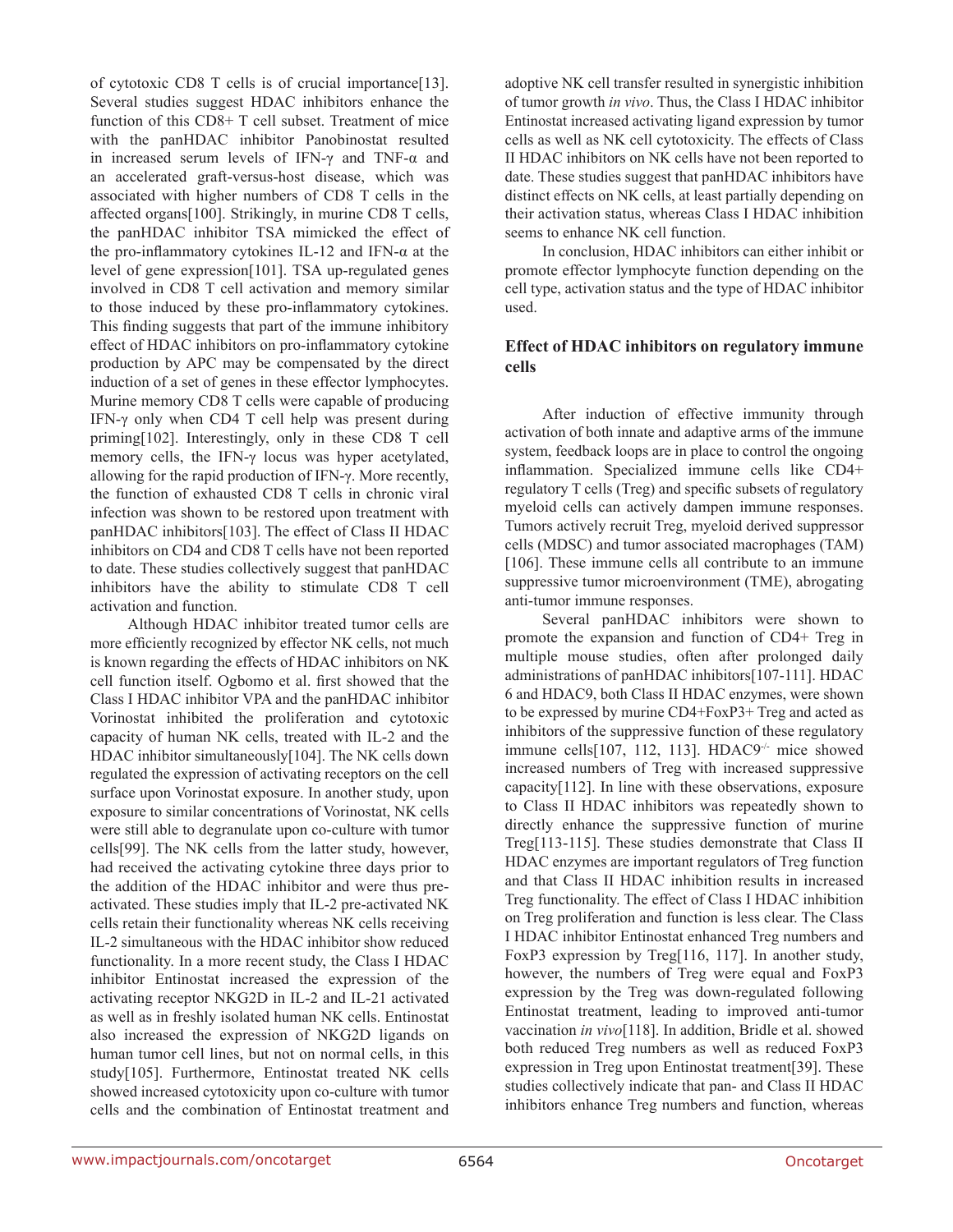of cytotoxic CD8 T cells is of crucial importance[13]. Several studies suggest HDAC inhibitors enhance the function of this CD8+ T cell subset. Treatment of mice with the panHDAC inhibitor Panobinostat resulted in increased serum levels of IFN-γ and TNF-α and an accelerated graft-versus-host disease, which was associated with higher numbers of CD8 T cells in the affected organs[100]. Strikingly, in murine CD8 T cells, the panHDAC inhibitor TSA mimicked the effect of the pro-inflammatory cytokines IL-12 and IFN-α at the level of gene expression[101]. TSA up-regulated genes involved in CD8 T cell activation and memory similar to those induced by these pro-inflammatory cytokines. This finding suggests that part of the immune inhibitory effect of HDAC inhibitors on pro-inflammatory cytokine production by APC may be compensated by the direct induction of a set of genes in these effector lymphocytes. Murine memory CD8 T cells were capable of producing IFN-γ only when CD4 T cell help was present during priming[102]. Interestingly, only in these CD8 T cell memory cells, the IFN-γ locus was hyper acetylated, allowing for the rapid production of IFN-γ. More recently, the function of exhausted CD8 T cells in chronic viral infection was shown to be restored upon treatment with panHDAC inhibitors[103]. The effect of Class II HDAC inhibitors on CD4 and CD8 T cells have not been reported to date. These studies collectively suggest that panHDAC inhibitors have the ability to stimulate CD8 T cell activation and function.

Although HDAC inhibitor treated tumor cells are more efficiently recognized by effector NK cells, not much is known regarding the effects of HDAC inhibitors on NK cell function itself. Ogbomo et al. first showed that the Class I HDAC inhibitor VPA and the panHDAC inhibitor Vorinostat inhibited the proliferation and cytotoxic capacity of human NK cells, treated with IL-2 and the HDAC inhibitor simultaneously[104]. The NK cells down regulated the expression of activating receptors on the cell surface upon Vorinostat exposure. In another study, upon exposure to similar concentrations of Vorinostat, NK cells were still able to degranulate upon co-culture with tumor cells[99]. The NK cells from the latter study, however, had received the activating cytokine three days prior to the addition of the HDAC inhibitor and were thus pre-activated. These studies imply that IL-2 pre-activated NK cells retain their functionality whereas NK cells receiving IL-2 simultaneous with the HDAC inhibitor show reduced functionality. In a more recent study, the Class I HDAC inhibitor Entinostat increased the expression of the activating receptor NKG2D in IL-2 and IL-21 activated as well as in freshly isolated human NK cells. Entinostat also increased the expression of NKG2D ligands on human tumor cell lines, but not on normal cells, in this study[105]. Furthermore, Entinostat treated NK cells showed increased cytotoxicity upon co-culture with tumor cells and the combination of Entinostat treatment and adoptive NK cell transfer resulted in synergistic inhibition of tumor growth *in vivo*. Thus, the Class I HDAC inhibitor Entinostat increased activating ligand expression by tumor cells as well as NK cell cytotoxicity. The effects of Class II HDAC inhibitors on NK cells have not been reported to date. These studies suggest that panHDAC inhibitors have distinct effects on NK cells, at least partially depending on their activation status, whereas Class I HDAC inhibition seems to enhance NK cell function.

In conclusion, HDAC inhibitors can either inhibit or promote effector lymphocyte function depending on the cell type, activation status and the type of HDAC inhibitor used.

## Effect of HDAC inhibitors on regulatory immune cells

After induction of effective immunity through activation of both innate and adaptive arms of the immune system, feedback loops are in place to control the ongoing inflammation. Specialized immune cells like CD4+ regulatory T cells (Treg) and specific subsets of regulatory myeloid cells can actively dampen immune responses. Tumors actively recruit Treg, myeloid derived suppressor cells (MDSC) and tumor associated macrophages (TAM) [106]. These immune cells all contribute to an immune suppressive tumor microenvironment (TME), abrogating anti-tumor immune responses.

Several panHDAC inhibitors were shown to promote the expansion and function of CD4+ Treg in multiple mouse studies, often after prolonged daily administrations of panHDAC inhibitors[107-111]. HDAC 6 and HDAC9, both Class II HDAC enzymes, were shown to be expressed by murine CD4+FoxP3+ Treg and acted as inhibitors of the suppressive function of these regulatory immune cells[107, 112, 113]. HDAC9$^{-/-}$ mice showed increased numbers of Treg with increased suppressive capacity[112]. In line with these observations, exposure to Class II HDAC inhibitors was repeatedly shown to directly enhance the suppressive function of murine Treg[113-115]. These studies demonstrate that Class II HDAC enzymes are important regulators of Treg function and that Class II HDAC inhibition results in increased Treg functionality. The effect of Class I HDAC inhibition on Treg proliferation and function is less clear. The Class I HDAC inhibitor Entinostat enhanced Treg numbers and FoxP3 expression by Treg[116, 117]. In another study, however, the numbers of Treg were equal and FoxP3 expression by the Treg was down-regulated following Entinostat treatment, leading to improved anti-tumor vaccination *in vivo*[118]. In addition, Bridle et al. showed both reduced Treg numbers as well as reduced FoxP3 expression in Treg upon Entinostat treatment[39]. These studies collectively indicate that pan- and Class II HDAC inhibitors enhance Treg numbers and function, whereas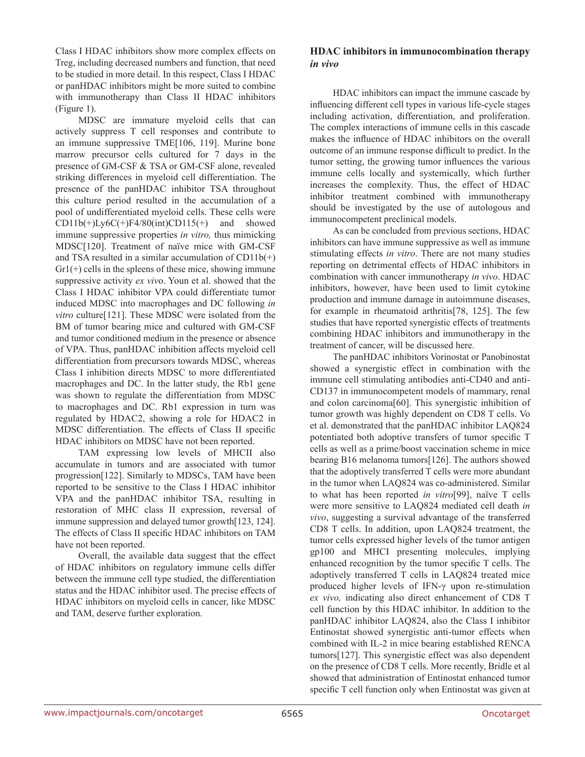Class I HDAC inhibitors show more complex effects on Treg, including decreased numbers and function, that need to be studied in more detail. In this respect, Class I HDAC or panHDAC inhibitors might be more suited to combine with immunotherapy than Class II HDAC inhibitors (Figure 1).

MDSC are immature myeloid cells that can actively suppress T cell responses and contribute to an immune suppressive TME[106, 119]. Murine bone marrow precursor cells cultured for 7 days in the presence of GM-CSF & TSA or GM-CSF alone, revealed striking differences in myeloid cell differentiation. The presence of the panHDAC inhibitor TSA throughout this culture period resulted in the accumulation of a pool of undifferentiated myeloid cells. These cells were CD11b(+)Ly6C(+)F4/80(int)CD115(+) and showed immune suppressive properties *in vitro,* thus mimicking MDSC[120]. Treatment of naïve mice with GM-CSF and TSA resulted in a similar accumulation of CD11b(+) Gr1(+) cells in the spleens of these mice, showing immune suppressive activity *ex vivo*. Youn et al. showed that the Class I HDAC inhibitor VPA could differentiate tumor induced MDSC into macrophages and DC following *in vitro* culture[121]. These MDSC were isolated from the BM of tumor bearing mice and cultured with GM-CSF and tumor conditioned medium in the presence or absence of VPA. Thus, panHDAC inhibition affects myeloid cell differentiation from precursors towards MDSC, whereas Class I inhibition directs MDSC to more differentiated macrophages and DC. In the latter study, the Rb1 gene was shown to regulate the differentiation from MDSC to macrophages and DC. Rb1 expression in turn was regulated by HDAC2, showing a role for HDAC2 in MDSC differentiation. The effects of Class II specific HDAC inhibitors on MDSC have not been reported.

TAM expressing low levels of MHCII also accumulate in tumors and are associated with tumor progression[122]. Similarly to MDSCs, TAM have been reported to be sensitive to the Class I HDAC inhibitor VPA and the panHDAC inhibitor TSA, resulting in restoration of MHC class II expression, reversal of immune suppression and delayed tumor growth[123, 124]. The effects of Class II specific HDAC inhibitors on TAM have not been reported.

Overall, the available data suggest that the effect of HDAC inhibitors on regulatory immune cells differ between the immune cell type studied, the differentiation status and the HDAC inhibitor used. The precise effects of HDAC inhibitors on myeloid cells in cancer, like MDSC and TAM, deserve further exploration.

## HDAC inhibitors in immunocombination therapy *in vivo*

HDAC inhibitors can impact the immune cascade by influencing different cell types in various life-cycle stages including activation, differentiation, and proliferation. The complex interactions of immune cells in this cascade makes the influence of HDAC inhibitors on the overall outcome of an immune response difficult to predict. In the tumor setting, the growing tumor influences the various immune cells locally and systemically, which further increases the complexity. Thus, the effect of HDAC inhibitor treatment combined with immunotherapy should be investigated by the use of autologous and immunocompetent preclinical models.

As can be concluded from previous sections, HDAC inhibitors can have immune suppressive as well as immune stimulating effects *in vitro*. There are not many studies reporting on detrimental effects of HDAC inhibitors in combination with cancer immunotherapy *in vivo*. HDAC inhibitors, however, have been used to limit cytokine production and immune damage in autoimmune diseases, for example in rheumatoid arthritis[78, 125]. The few studies that have reported synergistic effects of treatments combining HDAC inhibitors and immunotherapy in the treatment of cancer, will be discussed here.

The panHDAC inhibitors Vorinostat or Panobinostat showed a synergistic effect in combination with the immune cell stimulating antibodies anti-CD40 and anti-CD137 in immunocompetent models of mammary, renal and colon carcinoma[60]. This synergistic inhibition of tumor growth was highly dependent on CD8 T cells. Vo et al. demonstrated that the panHDAC inhibitor LAQ824 potentiated both adoptive transfers of tumor specific T cells as well as a prime/boost vaccination scheme in mice bearing B16 melanoma tumors[126]. The authors showed that the adoptively transferred T cells were more abundant in the tumor when LAQ824 was co-administered. Similar to what has been reported *in vitro*[99], naïve T cells were more sensitive to LAQ824 mediated cell death *in vivo*, suggesting a survival advantage of the transferred CD8 T cells. In addition, upon LAQ824 treatment, the tumor cells expressed higher levels of the tumor antigen gp100 and MHCI presenting molecules, implying enhanced recognition by the tumor specific T cells. The adoptively transferred T cells in LAQ824 treated mice produced higher levels of IFN-γ upon re-stimulation *ex vivo,* indicating also direct enhancement of CD8 T cell function by this HDAC inhibitor. In addition to the panHDAC inhibitor LAQ824, also the Class I inhibitor Entinostat showed synergistic anti-tumor effects when combined with IL-2 in mice bearing established RENCA tumors[127]. This synergistic effect was also dependent on the presence of CD8 T cells. More recently, Bridle et al showed that administration of Entinostat enhanced tumor specific T cell function only when Entinostat was given at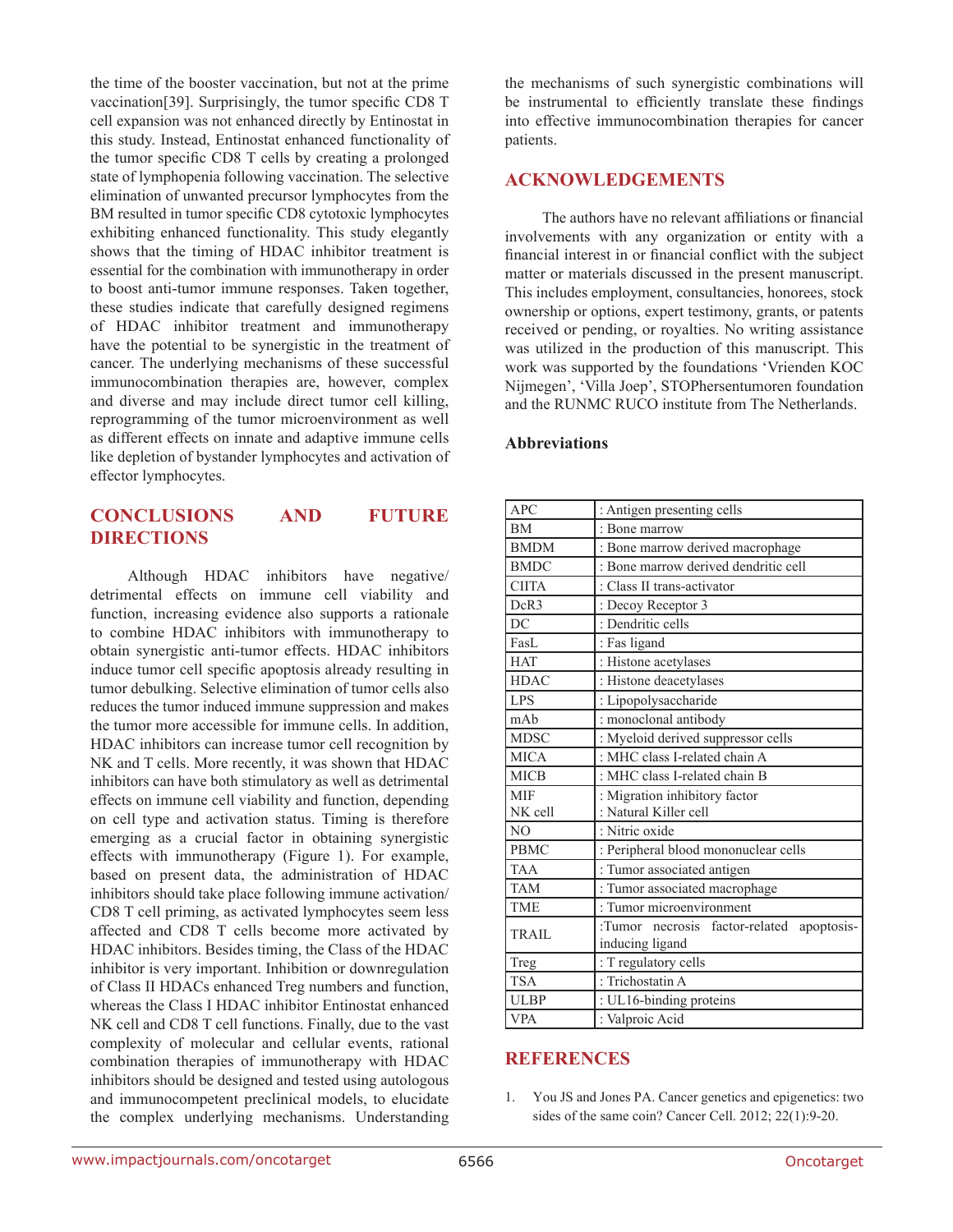the time of the booster vaccination, but not at the prime vaccination[39]. Surprisingly, the tumor specific CD8 T cell expansion was not enhanced directly by Entinostat in this study. Instead, Entinostat enhanced functionality of the tumor specific CD8 T cells by creating a prolonged state of lymphopenia following vaccination. The selective elimination of unwanted precursor lymphocytes from the BM resulted in tumor specific CD8 cytotoxic lymphocytes exhibiting enhanced functionality. This study elegantly shows that the timing of HDAC inhibitor treatment is essential for the combination with immunotherapy in order to boost anti-tumor immune responses. Taken together, these studies indicate that carefully designed regimens of HDAC inhibitor treatment and immunotherapy have the potential to be synergistic in the treatment of cancer. The underlying mechanisms of these successful immunocombination therapies are, however, complex and diverse and may include direct tumor cell killing, reprogramming of the tumor microenvironment as well as different effects on innate and adaptive immune cells like depletion of bystander lymphocytes and activation of effector lymphocytes.

## CONCLUSIONS AND FUTURE DIRECTIONS

Although HDAC inhibitors have negative/detrimental effects on immune cell viability and function, increasing evidence also supports a rationale to combine HDAC inhibitors with immunotherapy to obtain synergistic anti-tumor effects. HDAC inhibitors induce tumor cell specific apoptosis already resulting in tumor debulking. Selective elimination of tumor cells also reduces the tumor induced immune suppression and makes the tumor more accessible for immune cells. In addition, HDAC inhibitors can increase tumor cell recognition by NK and T cells. More recently, it was shown that HDAC inhibitors can have both stimulatory as well as detrimental effects on immune cell viability and function, depending on cell type and activation status. Timing is therefore emerging as a crucial factor in obtaining synergistic effects with immunotherapy (Figure 1). For example, based on present data, the administration of HDAC inhibitors should take place following immune activation/CD8 T cell priming, as activated lymphocytes seem less affected and CD8 T cells become more activated by HDAC inhibitors. Besides timing, the Class of the HDAC inhibitor is very important. Inhibition or downregulation of Class II HDACs enhanced Treg numbers and function, whereas the Class I HDAC inhibitor Entinostat enhanced NK cell and CD8 T cell functions. Finally, due to the vast complexity of molecular and cellular events, rational combination therapies of immunotherapy with HDAC inhibitors should be designed and tested using autologous and immunocompetent preclinical models, to elucidate the complex underlying mechanisms. Understanding the mechanisms of such synergistic combinations will be instrumental to efficiently translate these findings into effective immunocombination therapies for cancer patients.

## ACKNOWLEDGEMENTS

The authors have no relevant affiliations or financial involvements with any organization or entity with a financial interest in or financial conflict with the subject matter or materials discussed in the present manuscript. This includes employment, consultancies, honorees, stock ownership or options, expert testimony, grants, or patents received or pending, or royalties. No writing assistance was utilized in the production of this manuscript. This work was supported by the foundations 'Vrienden KOC Nijmegen', 'Villa Joep', STOPhersentumoren foundation and the RUNMC RUCO institute from The Netherlands.

### Abbreviations

| | |
|---|---|
| APC | : Antigen presenting cells |
| BM | : Bone marrow |
| BMDM | : Bone marrow derived macrophage |
| BMDC | : Bone marrow derived dendritic cell |
| CIITA | : Class II trans-activator |
| DcR3 | : Decoy Receptor 3 |
| DC | : Dendritic cells |
| FasL | : Fas ligand |
| HAT | : Histone acetylases |
| HDAC | : Histone deacetylases |
| LPS | : Lipopolysaccharide |
| mAb | : monoclonal antibody |
| MDSC | : Myeloid derived suppressor cells |
| MICA | : MHC class I-related chain A |
| MICB | : MHC class I-related chain B |
| MIF | : Migration inhibitory factor |
| NK cell | : Natural Killer cell |
| NO | : Nitric oxide |
| PBMC | : Peripheral blood mononuclear cells |
| TAA | : Tumor associated antigen |
| TAM | : Tumor associated macrophage |
| TME | : Tumor microenvironment |
| TRAIL | :Tumor necrosis factor-related apoptosis-inducing ligand |
| Treg | : T regulatory cells |
| TSA | : Trichostatin A |
| ULBP | : UL16-binding proteins |
| VPA | : Valproic Acid |

## REFERENCES

1. You JS and Jones PA. Cancer genetics and epigenetics: two sides of the same coin? Cancer Cell. 2012; 22(1):9-20.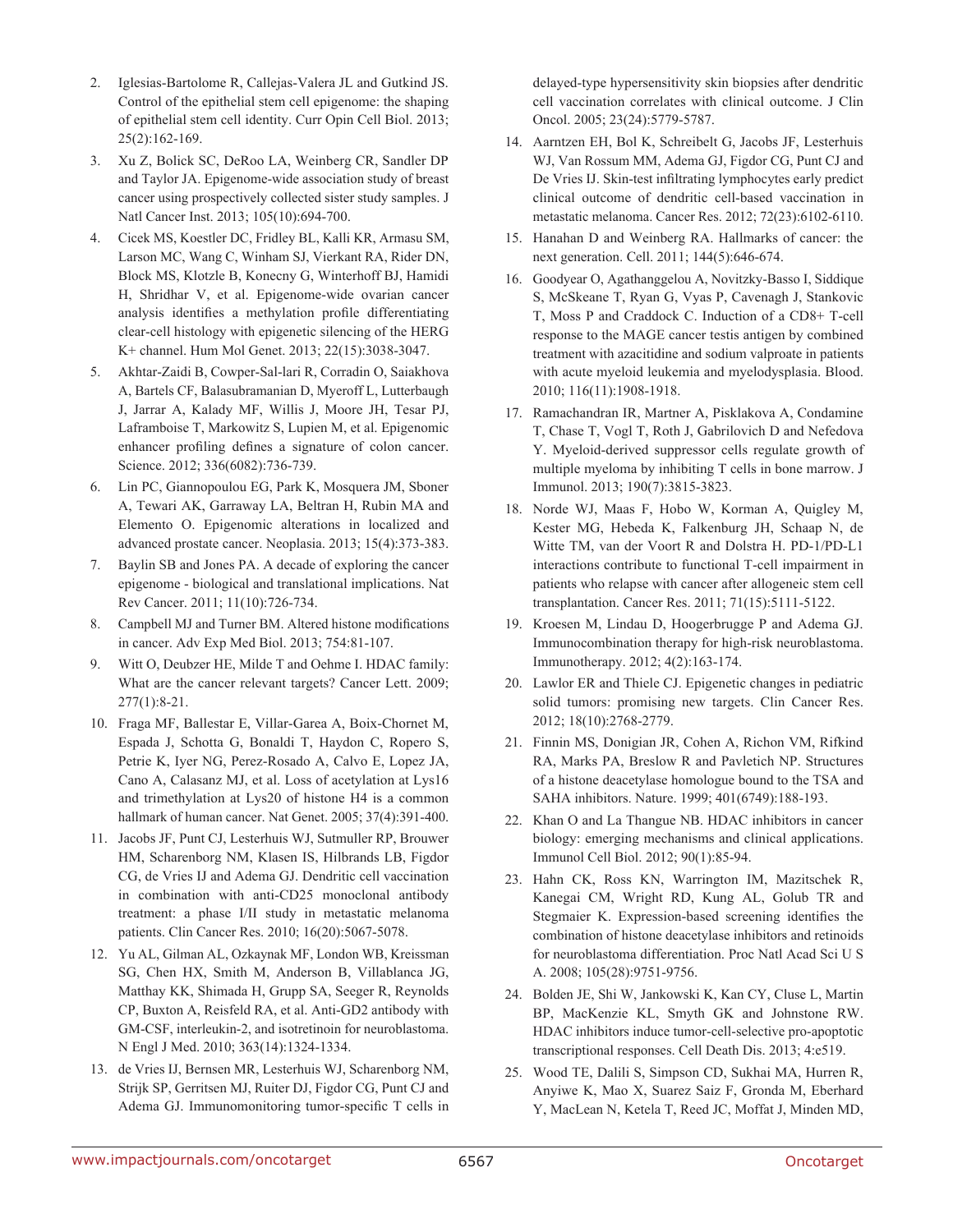2. Iglesias-Bartolome R, Callejas-Valera JL and Gutkind JS. Control of the epithelial stem cell epigenome: the shaping of epithelial stem cell identity. Curr Opin Cell Biol. 2013; 25(2):162-169.

3. Xu Z, Bolick SC, DeRoo LA, Weinberg CR, Sandler DP and Taylor JA. Epigenome-wide association study of breast cancer using prospectively collected sister study samples. J Natl Cancer Inst. 2013; 105(10):694-700.

4. Cicek MS, Koestler DC, Fridley BL, Kalli KR, Armasu SM, Larson MC, Wang C, Winham SJ, Vierkant RA, Rider DN, Block MS, Klotzle B, Konecny G, Winterhoff BJ, Hamidi H, Shridhar V, et al. Epigenome-wide ovarian cancer analysis identifies a methylation profile differentiating clear-cell histology with epigenetic silencing of the HERG K+ channel. Hum Mol Genet. 2013; 22(15):3038-3047.

5. Akhtar-Zaidi B, Cowper-Sal-lari R, Corradin O, Saiakhova A, Bartels CF, Balasubramanian D, Myeroff L, Lutterbaugh J, Jarrar A, Kalady MF, Willis J, Moore JH, Tesar PJ, Laframboise T, Markowitz S, Lupien M, et al. Epigenomic enhancer profiling defines a signature of colon cancer. Science. 2012; 336(6082):736-739.

6. Lin PC, Giannopoulou EG, Park K, Mosquera JM, Sboner A, Tewari AK, Garraway LA, Beltran H, Rubin MA and Elemento O. Epigenomic alterations in localized and advanced prostate cancer. Neoplasia. 2013; 15(4):373-383.

7. Baylin SB and Jones PA. A decade of exploring the cancer epigenome - biological and translational implications. Nat Rev Cancer. 2011; 11(10):726-734.

8. Campbell MJ and Turner BM. Altered histone modifications in cancer. Adv Exp Med Biol. 2013; 754:81-107.

9. Witt O, Deubzer HE, Milde T and Oehme I. HDAC family: What are the cancer relevant targets? Cancer Lett. 2009; 277(1):8-21.

10. Fraga MF, Ballestar E, Villar-Garea A, Boix-Chornet M, Espada J, Schotta G, Bonaldi T, Haydon C, Ropero S, Petrie K, Iyer NG, Perez-Rosado A, Calvo E, Lopez JA, Cano A, Calasanz MJ, et al. Loss of acetylation at Lys16 and trimethylation at Lys20 of histone H4 is a common hallmark of human cancer. Nat Genet. 2005; 37(4):391-400.

11. Jacobs JF, Punt CJ, Lesterhuis WJ, Sutmuller RP, Brouwer HM, Scharenborg NM, Klasen IS, Hilbrands LB, Figdor CG, de Vries IJ and Adema GJ. Dendritic cell vaccination in combination with anti-CD25 monoclonal antibody treatment: a phase I/II study in metastatic melanoma patients. Clin Cancer Res. 2010; 16(20):5067-5078.

12. Yu AL, Gilman AL, Ozkaynak MF, London WB, Kreissman SG, Chen HX, Smith M, Anderson B, Villablanca JG, Matthay KK, Shimada H, Grupp SA, Seeger R, Reynolds CP, Buxton A, Reisfeld RA, et al. Anti-GD2 antibody with GM-CSF, interleukin-2, and isotretinoin for neuroblastoma. N Engl J Med. 2010; 363(14):1324-1334.

13. de Vries IJ, Bernsen MR, Lesterhuis WJ, Scharenborg NM, Strijk SP, Gerritsen MJ, Ruiter DJ, Figdor CG, Punt CJ and Adema GJ. Immunomonitoring tumor-specific T cells in delayed-type hypersensitivity skin biopsies after dendritic cell vaccination correlates with clinical outcome. J Clin Oncol. 2005; 23(24):5779-5787.

14. Aarntzen EH, Bol K, Schreibelt G, Jacobs JF, Lesterhuis WJ, Van Rossum MM, Adema GJ, Figdor CG, Punt CJ and De Vries IJ. Skin-test infiltrating lymphocytes early predict clinical outcome of dendritic cell-based vaccination in metastatic melanoma. Cancer Res. 2012; 72(23):6102-6110.

15. Hanahan D and Weinberg RA. Hallmarks of cancer: the next generation. Cell. 2011; 144(5):646-674.

16. Goodyear O, Agathanggelou A, Novitzky-Basso I, Siddique S, McSkeane T, Ryan G, Vyas P, Cavenagh J, Stankovic T, Moss P and Craddock C. Induction of a CD8+ T-cell response to the MAGE cancer testis antigen by combined treatment with azacitidine and sodium valproate in patients with acute myeloid leukemia and myelodysplasia. Blood. 2010; 116(11):1908-1918.

17. Ramachandran IR, Martner A, Pisklakova A, Condamine T, Chase T, Vogl T, Roth J, Gabrilovich D and Nefedova Y. Myeloid-derived suppressor cells regulate growth of multiple myeloma by inhibiting T cells in bone marrow. J Immunol. 2013; 190(7):3815-3823.

18. Norde WJ, Maas F, Hobo W, Korman A, Quigley M, Kester MG, Hebeda K, Falkenburg JH, Schaap N, de Witte TM, van der Voort R and Dolstra H. PD-1/PD-L1 interactions contribute to functional T-cell impairment in patients who relapse with cancer after allogeneic stem cell transplantation. Cancer Res. 2011; 71(15):5111-5122.

19. Kroesen M, Lindau D, Hoogerbrugge P and Adema GJ. Immunocombination therapy for high-risk neuroblastoma. Immunotherapy. 2012; 4(2):163-174.

20. Lawlor ER and Thiele CJ. Epigenetic changes in pediatric solid tumors: promising new targets. Clin Cancer Res. 2012; 18(10):2768-2779.

21. Finnin MS, Donigian JR, Cohen A, Richon VM, Rifkind RA, Marks PA, Breslow R and Pavletich NP. Structures of a histone deacetylase homologue bound to the TSA and SAHA inhibitors. Nature. 1999; 401(6749):188-193.

22. Khan O and La Thangue NB. HDAC inhibitors in cancer biology: emerging mechanisms and clinical applications. Immunol Cell Biol. 2012; 90(1):85-94.

23. Hahn CK, Ross KN, Warrington IM, Mazitschek R, Kanegai CM, Wright RD, Kung AL, Golub TR and Stegmaier K. Expression-based screening identifies the combination of histone deacetylase inhibitors and retinoids for neuroblastoma differentiation. Proc Natl Acad Sci U S A. 2008; 105(28):9751-9756.

24. Bolden JE, Shi W, Jankowski K, Kan CY, Cluse L, Martin BP, MacKenzie KL, Smyth GK and Johnstone RW. HDAC inhibitors induce tumor-cell-selective pro-apoptotic transcriptional responses. Cell Death Dis. 2013; 4:e519.

25. Wood TE, Dalili S, Simpson CD, Sukhai MA, Hurren R, Anyiwe K, Mao X, Suarez Saiz F, Gronda M, Eberhard Y, MacLean N, Ketela T, Reed JC, Moffat J, Minden MD,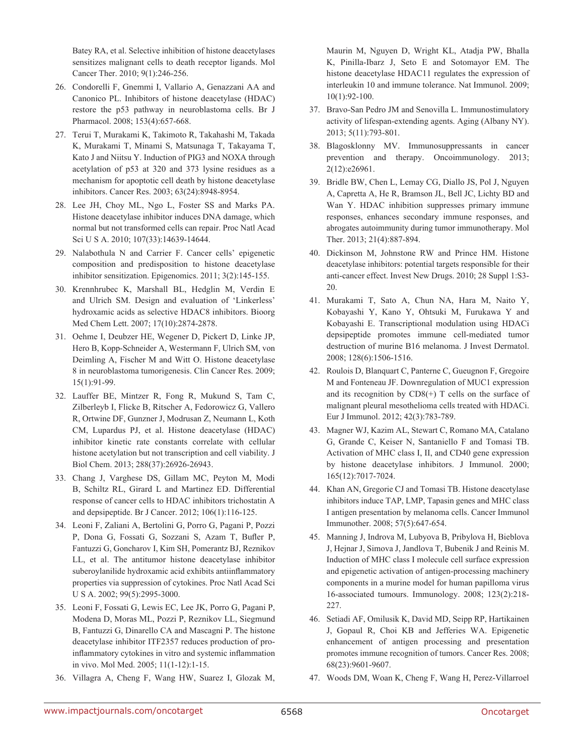Batey RA, et al. Selective inhibition of histone deacetylases sensitizes malignant cells to death receptor ligands. Mol Cancer Ther. 2010; 9(1):246-256.

26. Condorelli F, Gnemmi I, Vallario A, Genazzani AA and Canonico PL. Inhibitors of histone deacetylase (HDAC) restore the p53 pathway in neuroblastoma cells. Br J Pharmacol. 2008; 153(4):657-668.

27. Terui T, Murakami K, Takimoto R, Takahashi M, Takada K, Murakami T, Minami S, Matsunaga T, Takayama T, Kato J and Niitsu Y. Induction of PIG3 and NOXA through acetylation of p53 at 320 and 373 lysine residues as a mechanism for apoptotic cell death by histone deacetylase inhibitors. Cancer Res. 2003; 63(24):8948-8954.

28. Lee JH, Choy ML, Ngo L, Foster SS and Marks PA. Histone deacetylase inhibitor induces DNA damage, which normal but not transformed cells can repair. Proc Natl Acad Sci U S A. 2010; 107(33):14639-14644.

29. Nalabothula N and Carrier F. Cancer cells' epigenetic composition and predisposition to histone deacetylase inhibitor sensitization. Epigenomics. 2011; 3(2):145-155.

30. Krennhrubec K, Marshall BL, Hedglin M, Verdin E and Ulrich SM. Design and evaluation of 'Linkerless' hydroxamic acids as selective HDAC8 inhibitors. Bioorg Med Chem Lett. 2007; 17(10):2874-2878.

31. Oehme I, Deubzer HE, Wegener D, Pickert D, Linke JP, Hero B, Kopp-Schneider A, Westermann F, Ulrich SM, von Deimling A, Fischer M and Witt O. Histone deacetylase 8 in neuroblastoma tumorigenesis. Clin Cancer Res. 2009; 15(1):91-99.

32. Lauffer BE, Mintzer R, Fong R, Mukund S, Tam C, Zilberleyb I, Flicke B, Ritscher A, Fedorowicz G, Vallero R, Ortwine DF, Gunzner J, Modrusan Z, Neumann L, Koth CM, Lupardus PJ, et al. Histone deacetylase (HDAC) inhibitor kinetic rate constants correlate with cellular histone acetylation but not transcription and cell viability. J Biol Chem. 2013; 288(37):26926-26943.

33. Chang J, Varghese DS, Gillam MC, Peyton M, Modi B, Schiltz RL, Girard L and Martinez ED. Differential response of cancer cells to HDAC inhibitors trichostatin A and depsipeptide. Br J Cancer. 2012; 106(1):116-125.

34. Leoni F, Zaliani A, Bertolini G, Porro G, Pagani P, Pozzi P, Dona G, Fossati G, Sozzani S, Azam T, Bufler P, Fantuzzi G, Goncharov I, Kim SH, Pomerantz BJ, Reznikov LL, et al. The antitumor histone deacetylase inhibitor suberoylanilide hydroxamic acid exhibits antiinflammatory properties via suppression of cytokines. Proc Natl Acad Sci U S A. 2002; 99(5):2995-3000.

35. Leoni F, Fossati G, Lewis EC, Lee JK, Porro G, Pagani P, Modena D, Moras ML, Pozzi P, Reznikov LL, Siegmund B, Fantuzzi G, Dinarello CA and Mascagni P. The histone deacetylase inhibitor ITF2357 reduces production of pro-inflammatory cytokines in vitro and systemic inflammation in vivo. Mol Med. 2005; 11(1-12):1-15.

36. Villagra A, Cheng F, Wang HW, Suarez I, Glozak M, Maurin M, Nguyen D, Wright KL, Atadja PW, Bhalla K, Pinilla-Ibarz J, Seto E and Sotomayor EM. The histone deacetylase HDAC11 regulates the expression of interleukin 10 and immune tolerance. Nat Immunol. 2009; 10(1):92-100.

37. Bravo-San Pedro JM and Senovilla L. Immunostimulatory activity of lifespan-extending agents. Aging (Albany NY). 2013; 5(11):793-801.

38. Blagosklonny MV. Immunosuppressants in cancer prevention and therapy. Oncoimmunology. 2013; 2(12):e26961.

39. Bridle BW, Chen L, Lemay CG, Diallo JS, Pol J, Nguyen A, Capretta A, He R, Bramson JL, Bell JC, Lichty BD and Wan Y. HDAC inhibition suppresses primary immune responses, enhances secondary immune responses, and abrogates autoimmunity during tumor immunotherapy. Mol Ther. 2013; 21(4):887-894.

40. Dickinson M, Johnstone RW and Prince HM. Histone deacetylase inhibitors: potential targets responsible for their anti-cancer effect. Invest New Drugs. 2010; 28 Suppl 1:S3-20.

41. Murakami T, Sato A, Chun NA, Hara M, Naito Y, Kobayashi Y, Kano Y, Ohtsuki M, Furukawa Y and Kobayashi E. Transcriptional modulation using HDACi depsipeptide promotes immune cell-mediated tumor destruction of murine B16 melanoma. J Invest Dermatol. 2008; 128(6):1506-1516.

42. Roulois D, Blanquart C, Panterne C, Gueugnon F, Gregoire M and Fonteneau JF. Downregulation of MUC1 expression and its recognition by CD8(+) T cells on the surface of malignant pleural mesothelioma cells treated with HDACi. Eur J Immunol. 2012; 42(3):783-789.

43. Magner WJ, Kazim AL, Stewart C, Romano MA, Catalano G, Grande C, Keiser N, Santaniello F and Tomasi TB. Activation of MHC class I, II, and CD40 gene expression by histone deacetylase inhibitors. J Immunol. 2000; 165(12):7017-7024.

44. Khan AN, Gregorie CJ and Tomasi TB. Histone deacetylase inhibitors induce TAP, LMP, Tapasin genes and MHC class I antigen presentation by melanoma cells. Cancer Immunol Immunother. 2008; 57(5):647-654.

45. Manning J, Indrova M, Lubyova B, Pribylova H, Bieblova J, Hejnar J, Simova J, Jandlova T, Bubenik J and Reinis M. Induction of MHC class I molecule cell surface expression and epigenetic activation of antigen-processing machinery components in a murine model for human papilloma virus 16-associated tumours. Immunology. 2008; 123(2):218-227.

46. Setiadi AF, Omilusik K, David MD, Seipp RP, Hartikainen J, Gopaul R, Choi KB and Jefferies WA. Epigenetic enhancement of antigen processing and presentation promotes immune recognition of tumors. Cancer Res. 2008; 68(23):9601-9607.

47. Woods DM, Woan K, Cheng F, Wang H, Perez-Villarroel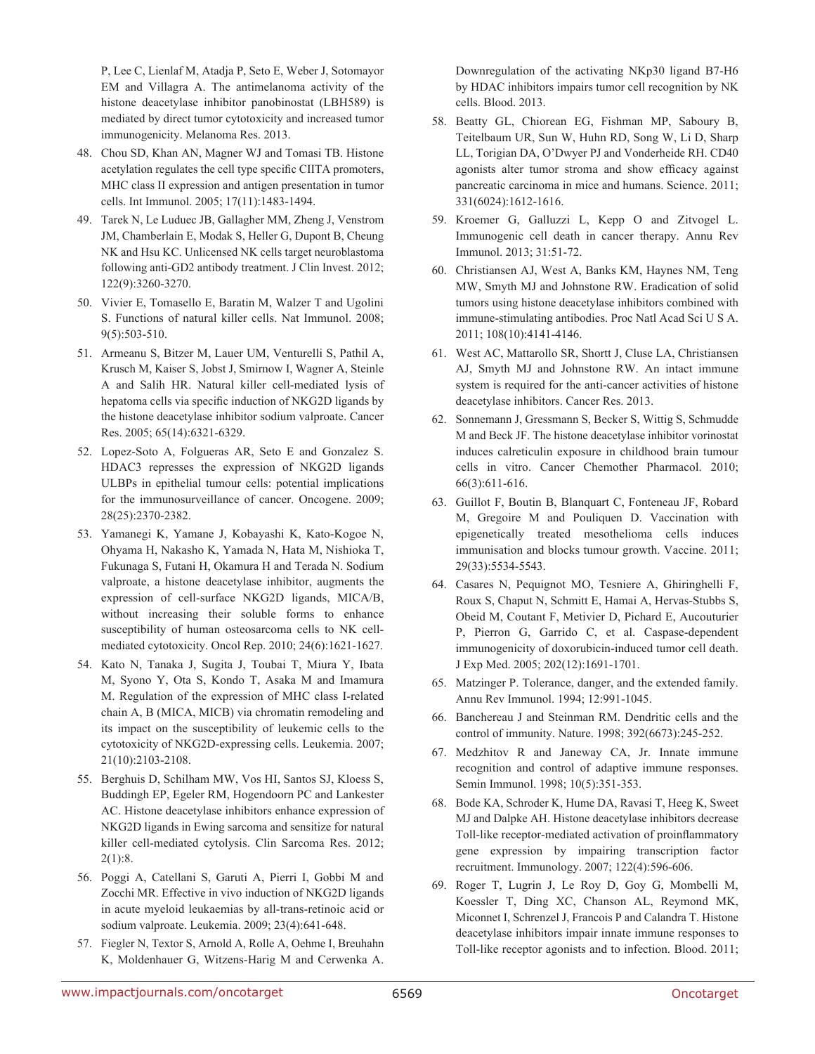P, Lee C, Lienlaf M, Atadja P, Seto E, Weber J, Sotomayor EM and Villagra A. The antimelanoma activity of the histone deacetylase inhibitor panobinostat (LBH589) is mediated by direct tumor cytotoxicity and increased tumor immunogenicity. Melanoma Res. 2013.

48. Chou SD, Khan AN, Magner WJ and Tomasi TB. Histone acetylation regulates the cell type specific CIITA promoters, MHC class II expression and antigen presentation in tumor cells. Int Immunol. 2005; 17(11):1483-1494.

49. Tarek N, Le Luduec JB, Gallagher MM, Zheng J, Venstrom JM, Chamberlain E, Modak S, Heller G, Dupont B, Cheung NK and Hsu KC. Unlicensed NK cells target neuroblastoma following anti-GD2 antibody treatment. J Clin Invest. 2012; 122(9):3260-3270.

50. Vivier E, Tomasello E, Baratin M, Walzer T and Ugolini S. Functions of natural killer cells. Nat Immunol. 2008; 9(5):503-510.

51. Armeanu S, Bitzer M, Lauer UM, Venturelli S, Pathil A, Krusch M, Kaiser S, Jobst J, Smirnow I, Wagner A, Steinle A and Salih HR. Natural killer cell-mediated lysis of hepatoma cells via specific induction of NKG2D ligands by the histone deacetylase inhibitor sodium valproate. Cancer Res. 2005; 65(14):6321-6329.

52. Lopez-Soto A, Folgueras AR, Seto E and Gonzalez S. HDAC3 represses the expression of NKG2D ligands ULBPs in epithelial tumour cells: potential implications for the immunosurveillance of cancer. Oncogene. 2009; 28(25):2370-2382.

53. Yamanegi K, Yamane J, Kobayashi K, Kato-Kogoe N, Ohyama H, Nakasho K, Yamada N, Hata M, Nishioka T, Fukunaga S, Futani H, Okamura H and Terada N. Sodium valproate, a histone deacetylase inhibitor, augments the expression of cell-surface NKG2D ligands, MICA/B, without increasing their soluble forms to enhance susceptibility of human osteosarcoma cells to NK cell-mediated cytotoxicity. Oncol Rep. 2010; 24(6):1621-1627.

54. Kato N, Tanaka J, Sugita J, Toubai T, Miura Y, Ibata M, Syono Y, Ota S, Kondo T, Asaka M and Imamura M. Regulation of the expression of MHC class I-related chain A, B (MICA, MICB) via chromatin remodeling and its impact on the susceptibility of leukemic cells to the cytotoxicity of NKG2D-expressing cells. Leukemia. 2007; 21(10):2103-2108.

55. Berghuis D, Schilham MW, Vos HI, Santos SJ, Kloess S, Buddingh EP, Egeler RM, Hogendoorn PC and Lankester AC. Histone deacetylase inhibitors enhance expression of NKG2D ligands in Ewing sarcoma and sensitize for natural killer cell-mediated cytolysis. Clin Sarcoma Res. 2012; 2(1):8.

56. Poggi A, Catellani S, Garuti A, Pierri I, Gobbi M and Zocchi MR. Effective in vivo induction of NKG2D ligands in acute myeloid leukaemias by all-trans-retinoic acid or sodium valproate. Leukemia. 2009; 23(4):641-648.

57. Fiegler N, Textor S, Arnold A, Rolle A, Oehme I, Breuhahn K, Moldenhauer G, Witzens-Harig M and Cerwenka A. Downregulation of the activating NKp30 ligand B7-H6 by HDAC inhibitors impairs tumor cell recognition by NK cells. Blood. 2013.

58. Beatty GL, Chiorean EG, Fishman MP, Saboury B, Teitelbaum UR, Sun W, Huhn RD, Song W, Li D, Sharp LL, Torigian DA, O'Dwyer PJ and Vonderheide RH. CD40 agonists alter tumor stroma and show efficacy against pancreatic carcinoma in mice and humans. Science. 2011; 331(6024):1612-1616.

59. Kroemer G, Galluzzi L, Kepp O and Zitvogel L. Immunogenic cell death in cancer therapy. Annu Rev Immunol. 2013; 31:51-72.

60. Christiansen AJ, West A, Banks KM, Haynes NM, Teng MW, Smyth MJ and Johnstone RW. Eradication of solid tumors using histone deacetylase inhibitors combined with immune-stimulating antibodies. Proc Natl Acad Sci U S A. 2011; 108(10):4141-4146.

61. West AC, Mattarollo SR, Shortt J, Cluse LA, Christiansen AJ, Smyth MJ and Johnstone RW. An intact immune system is required for the anti-cancer activities of histone deacetylase inhibitors. Cancer Res. 2013.

62. Sonnemann J, Gressmann S, Becker S, Wittig S, Schmudde M and Beck JF. The histone deacetylase inhibitor vorinostat induces calreticulin exposure in childhood brain tumour cells in vitro. Cancer Chemother Pharmacol. 2010; 66(3):611-616.

63. Guillot F, Boutin B, Blanquart C, Fonteneau JF, Robard M, Gregoire M and Pouliquen D. Vaccination with epigenetically treated mesothelioma cells induces immunisation and blocks tumour growth. Vaccine. 2011; 29(33):5534-5543.

64. Casares N, Pequignot MO, Tesniere A, Ghiringhelli F, Roux S, Chaput N, Schmitt E, Hamai A, Hervas-Stubbs S, Obeid M, Coutant F, Metivier D, Pichard E, Aucouturier P, Pierron G, Garrido C, et al. Caspase-dependent immunogenicity of doxorubicin-induced tumor cell death. J Exp Med. 2005; 202(12):1691-1701.

65. Matzinger P. Tolerance, danger, and the extended family. Annu Rev Immunol. 1994; 12:991-1045.

66. Banchereau J and Steinman RM. Dendritic cells and the control of immunity. Nature. 1998; 392(6673):245-252.

67. Medzhitov R and Janeway CA, Jr. Innate immune recognition and control of adaptive immune responses. Semin Immunol. 1998; 10(5):351-353.

68. Bode KA, Schroder K, Hume DA, Ravasi T, Heeg K, Sweet MJ and Dalpke AH. Histone deacetylase inhibitors decrease Toll-like receptor-mediated activation of proinflammatory gene expression by impairing transcription factor recruitment. Immunology. 2007; 122(4):596-606.

69. Roger T, Lugrin J, Le Roy D, Goy G, Mombelli M, Koessler T, Ding XC, Chanson AL, Reymond MK, Miconnet I, Schrenzel J, Francois P and Calandra T. Histone deacetylase inhibitors impair innate immune responses to Toll-like receptor agonists and to infection. Blood. 2011;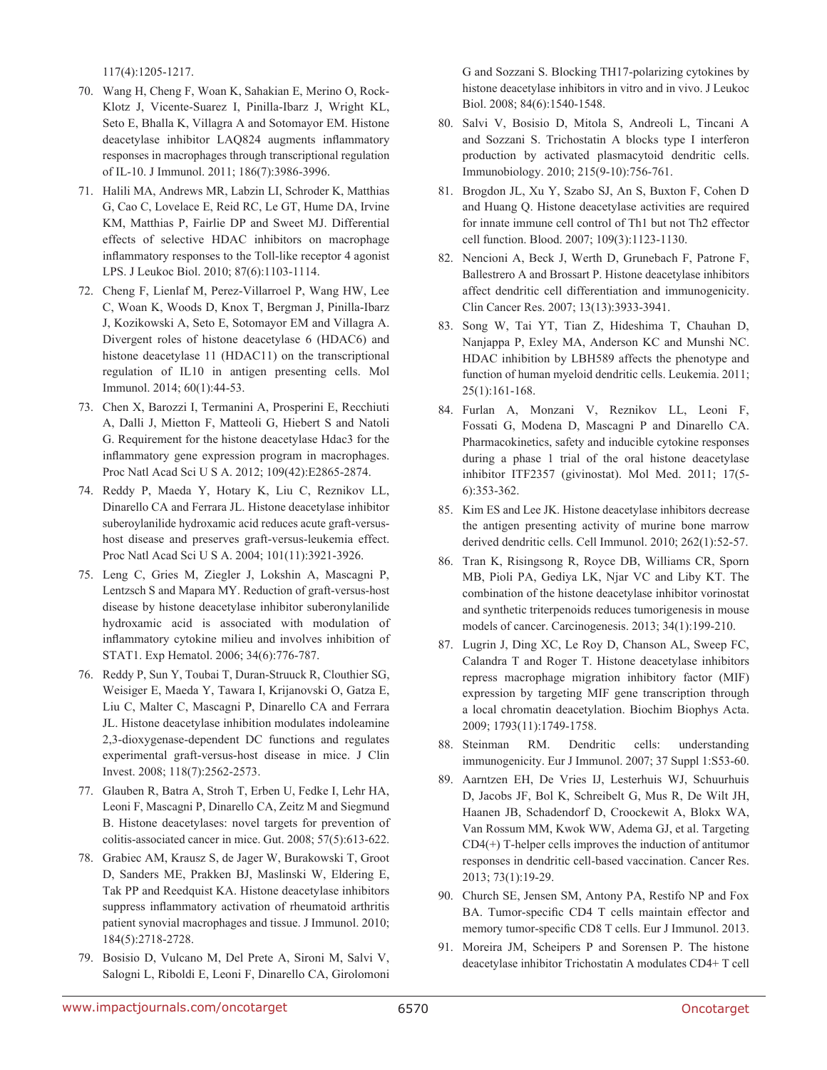117(4):1205-1217.

70. Wang H, Cheng F, Woan K, Sahakian E, Merino O, Rock-Klotz J, Vicente-Suarez I, Pinilla-Ibarz J, Wright KL, Seto E, Bhalla K, Villagra A and Sotomayor EM. Histone deacetylase inhibitor LAQ824 augments inflammatory responses in macrophages through transcriptional regulation of IL-10. J Immunol. 2011; 186(7):3986-3996.

71. Halili MA, Andrews MR, Labzin LI, Schroder K, Matthias G, Cao C, Lovelace E, Reid RC, Le GT, Hume DA, Irvine KM, Matthias P, Fairlie DP and Sweet MJ. Differential effects of selective HDAC inhibitors on macrophage inflammatory responses to the Toll-like receptor 4 agonist LPS. J Leukoc Biol. 2010; 87(6):1103-1114.

72. Cheng F, Lienlaf M, Perez-Villarroel P, Wang HW, Lee C, Woan K, Woods D, Knox T, Bergman J, Pinilla-Ibarz J, Kozikowski A, Seto E, Sotomayor EM and Villagra A. Divergent roles of histone deacetylase 6 (HDAC6) and histone deacetylase 11 (HDAC11) on the transcriptional regulation of IL10 in antigen presenting cells. Mol Immunol. 2014; 60(1):44-53.

73. Chen X, Barozzi I, Termanini A, Prosperini E, Recchiuti A, Dalli J, Mietton F, Matteoli G, Hiebert S and Natoli G. Requirement for the histone deacetylase Hdac3 for the inflammatory gene expression program in macrophages. Proc Natl Acad Sci U S A. 2012; 109(42):E2865-2874.

74. Reddy P, Maeda Y, Hotary K, Liu C, Reznikov LL, Dinarello CA and Ferrara JL. Histone deacetylase inhibitor suberoylanilide hydroxamic acid reduces acute graft-versus-host disease and preserves graft-versus-leukemia effect. Proc Natl Acad Sci U S A. 2004; 101(11):3921-3926.

75. Leng C, Gries M, Ziegler J, Lokshin A, Mascagni P, Lentzsch S and Mapara MY. Reduction of graft-versus-host disease by histone deacetylase inhibitor suberonylanilide hydroxamic acid is associated with modulation of inflammatory cytokine milieu and involves inhibition of STAT1. Exp Hematol. 2006; 34(6):776-787.

76. Reddy P, Sun Y, Toubai T, Duran-Struuck R, Clouthier SG, Weisiger E, Maeda Y, Tawara I, Krijanovski O, Gatza E, Liu C, Malter C, Mascagni P, Dinarello CA and Ferrara JL. Histone deacetylase inhibition modulates indoleamine 2,3-dioxygenase-dependent DC functions and regulates experimental graft-versus-host disease in mice. J Clin Invest. 2008; 118(7):2562-2573.

77. Glauben R, Batra A, Stroh T, Erben U, Fedke I, Lehr HA, Leoni F, Mascagni P, Dinarello CA, Zeitz M and Siegmund B. Histone deacetylases: novel targets for prevention of colitis-associated cancer in mice. Gut. 2008; 57(5):613-622.

78. Grabiec AM, Krausz S, de Jager W, Burakowski T, Groot D, Sanders ME, Prakken BJ, Maslinski W, Eldering E, Tak PP and Reedquist KA. Histone deacetylase inhibitors suppress inflammatory activation of rheumatoid arthritis patient synovial macrophages and tissue. J Immunol. 2010; 184(5):2718-2728.

79. Bosisio D, Vulcano M, Del Prete A, Sironi M, Salvi V, Salogni L, Riboldi E, Leoni F, Dinarello CA, Girolomoni G and Sozzani S. Blocking TH17-polarizing cytokines by histone deacetylase inhibitors in vitro and in vivo. J Leukoc Biol. 2008; 84(6):1540-1548.

80. Salvi V, Bosisio D, Mitola S, Andreoli L, Tincani A and Sozzani S. Trichostatin A blocks type I interferon production by activated plasmacytoid dendritic cells. Immunobiology. 2010; 215(9-10):756-761.

81. Brogdon JL, Xu Y, Szabo SJ, An S, Buxton F, Cohen D and Huang Q. Histone deacetylase activities are required for innate immune cell control of Th1 but not Th2 effector cell function. Blood. 2007; 109(3):1123-1130.

82. Nencioni A, Beck J, Werth D, Grunebach F, Patrone F, Ballestrero A and Brossart P. Histone deacetylase inhibitors affect dendritic cell differentiation and immunogenicity. Clin Cancer Res. 2007; 13(13):3933-3941.

83. Song W, Tai YT, Tian Z, Hideshima T, Chauhan D, Nanjappa P, Exley MA, Anderson KC and Munshi NC. HDAC inhibition by LBH589 affects the phenotype and function of human myeloid dendritic cells. Leukemia. 2011; 25(1):161-168.

84. Furlan A, Monzani V, Reznikov LL, Leoni F, Fossati G, Modena D, Mascagni P and Dinarello CA. Pharmacokinetics, safety and inducible cytokine responses during a phase 1 trial of the oral histone deacetylase inhibitor ITF2357 (givinostat). Mol Med. 2011; 17(5-6):353-362.

85. Kim ES and Lee JK. Histone deacetylase inhibitors decrease the antigen presenting activity of murine bone marrow derived dendritic cells. Cell Immunol. 2010; 262(1):52-57.

86. Tran K, Risingsong R, Royce DB, Williams CR, Sporn MB, Pioli PA, Gediya LK, Njar VC and Liby KT. The combination of the histone deacetylase inhibitor vorinostat and synthetic triterpenoids reduces tumorigenesis in mouse models of cancer. Carcinogenesis. 2013; 34(1):199-210.

87. Lugrin J, Ding XC, Le Roy D, Chanson AL, Sweep FC, Calandra T and Roger T. Histone deacetylase inhibitors repress macrophage migration inhibitory factor (MIF) expression by targeting MIF gene transcription through a local chromatin deacetylation. Biochim Biophys Acta. 2009; 1793(11):1749-1758.

88. Steinman RM. Dendritic cells: understanding immunogenicity. Eur J Immunol. 2007; 37 Suppl 1:S53-60.

89. Aarntzen EH, De Vries IJ, Lesterhuis WJ, Schuurhuis D, Jacobs JF, Bol K, Schreibelt G, Mus R, De Wilt JH, Haanen JB, Schadendorf D, Croockewit A, Blokx WA, Van Rossum MM, Kwok WW, Adema GJ, et al. Targeting CD4(+) T-helper cells improves the induction of antitumor responses in dendritic cell-based vaccination. Cancer Res. 2013; 73(1):19-29.

90. Church SE, Jensen SM, Antony PA, Restifo NP and Fox BA. Tumor-specific CD4 T cells maintain effector and memory tumor-specific CD8 T cells. Eur J Immunol. 2013.

91. Moreira JM, Scheipers P and Sorensen P. The histone deacetylase inhibitor Trichostatin A modulates CD4+ T cell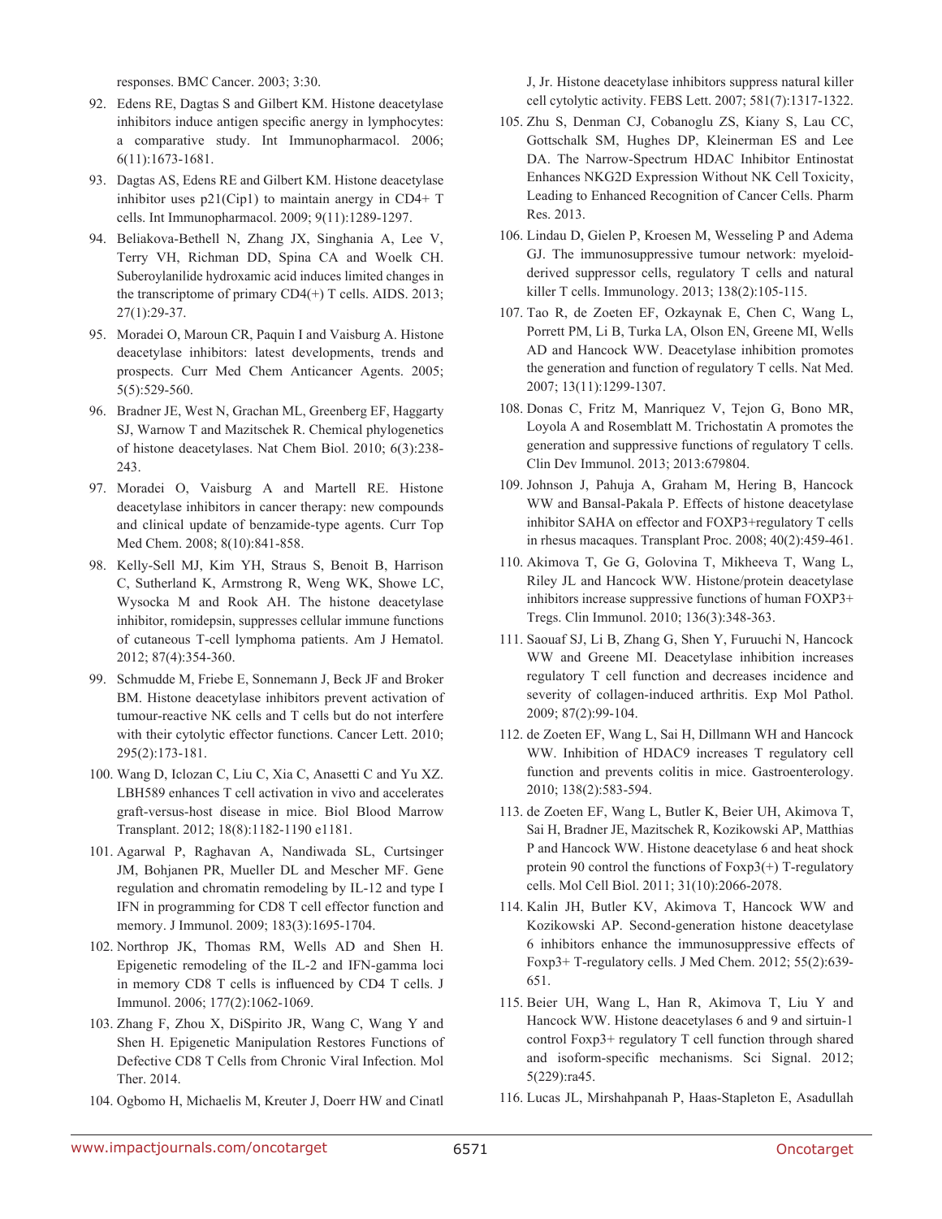responses. BMC Cancer. 2003; 3:30.

92. Edens RE, Dagtas S and Gilbert KM. Histone deacetylase inhibitors induce antigen specific anergy in lymphocytes: a comparative study. Int Immunopharmacol. 2006; 6(11):1673-1681.

93. Dagtas AS, Edens RE and Gilbert KM. Histone deacetylase inhibitor uses p21(Cip1) to maintain anergy in CD4+ T cells. Int Immunopharmacol. 2009; 9(11):1289-1297.

94. Beliakova-Bethell N, Zhang JX, Singhania A, Lee V, Terry VH, Richman DD, Spina CA and Woelk CH. Suberoylanilide hydroxamic acid induces limited changes in the transcriptome of primary CD4(+) T cells. AIDS. 2013; 27(1):29-37.

95. Moradei O, Maroun CR, Paquin I and Vaisburg A. Histone deacetylase inhibitors: latest developments, trends and prospects. Curr Med Chem Anticancer Agents. 2005; 5(5):529-560.

96. Bradner JE, West N, Grachan ML, Greenberg EF, Haggarty SJ, Warnow T and Mazitschek R. Chemical phylogenetics of histone deacetylases. Nat Chem Biol. 2010; 6(3):238-243.

97. Moradei O, Vaisburg A and Martell RE. Histone deacetylase inhibitors in cancer therapy: new compounds and clinical update of benzamide-type agents. Curr Top Med Chem. 2008; 8(10):841-858.

98. Kelly-Sell MJ, Kim YH, Straus S, Benoit B, Harrison C, Sutherland K, Armstrong R, Weng WK, Showe LC, Wysocka M and Rook AH. The histone deacetylase inhibitor, romidepsin, suppresses cellular immune functions of cutaneous T-cell lymphoma patients. Am J Hematol. 2012; 87(4):354-360.

99. Schmudde M, Friebe E, Sonnemann J, Beck JF and Broker BM. Histone deacetylase inhibitors prevent activation of tumour-reactive NK cells and T cells but do not interfere with their cytolytic effector functions. Cancer Lett. 2010; 295(2):173-181.

100. Wang D, Iclozan C, Liu C, Xia C, Anasetti C and Yu XZ. LBH589 enhances T cell activation in vivo and accelerates graft-versus-host disease in mice. Biol Blood Marrow Transplant. 2012; 18(8):1182-1190 e1181.

101. Agarwal P, Raghavan A, Nandiwada SL, Curtsinger JM, Bohjanen PR, Mueller DL and Mescher MF. Gene regulation and chromatin remodeling by IL-12 and type I IFN in programming for CD8 T cell effector function and memory. J Immunol. 2009; 183(3):1695-1704.

102. Northrop JK, Thomas RM, Wells AD and Shen H. Epigenetic remodeling of the IL-2 and IFN-gamma loci in memory CD8 T cells is influenced by CD4 T cells. J Immunol. 2006; 177(2):1062-1069.

103. Zhang F, Zhou X, DiSpirito JR, Wang C, Wang Y and Shen H. Epigenetic Manipulation Restores Functions of Defective CD8 T Cells from Chronic Viral Infection. Mol Ther. 2014.

104. Ogbomo H, Michaelis M, Kreuter J, Doerr HW and Cinatl J, Jr. Histone deacetylase inhibitors suppress natural killer cell cytolytic activity. FEBS Lett. 2007; 581(7):1317-1322.

105. Zhu S, Denman CJ, Cobanoglu ZS, Kiany S, Lau CC, Gottschalk SM, Hughes DP, Kleinerman ES and Lee DA. The Narrow-Spectrum HDAC Inhibitor Entinostat Enhances NKG2D Expression Without NK Cell Toxicity, Leading to Enhanced Recognition of Cancer Cells. Pharm Res. 2013.

106. Lindau D, Gielen P, Kroesen M, Wesseling P and Adema GJ. The immunosuppressive tumour network: myeloid-derived suppressor cells, regulatory T cells and natural killer T cells. Immunology. 2013; 138(2):105-115.

107. Tao R, de Zoeten EF, Ozkaynak E, Chen C, Wang L, Porrett PM, Li B, Turka LA, Olson EN, Greene MI, Wells AD and Hancock WW. Deacetylase inhibition promotes the generation and function of regulatory T cells. Nat Med. 2007; 13(11):1299-1307.

108. Donas C, Fritz M, Manriquez V, Tejon G, Bono MR, Loyola A and Rosemblatt M. Trichostatin A promotes the generation and suppressive functions of regulatory T cells. Clin Dev Immunol. 2013; 2013:679804.

109. Johnson J, Pahuja A, Graham M, Hering B, Hancock WW and Bansal-Pakala P. Effects of histone deacetylase inhibitor SAHA on effector and FOXP3+regulatory T cells in rhesus macaques. Transplant Proc. 2008; 40(2):459-461.

110. Akimova T, Ge G, Golovina T, Mikheeva T, Wang L, Riley JL and Hancock WW. Histone/protein deacetylase inhibitors increase suppressive functions of human FOXP3+ Tregs. Clin Immunol. 2010; 136(3):348-363.

111. Saouaf SJ, Li B, Zhang G, Shen Y, Furuuchi N, Hancock WW and Greene MI. Deacetylase inhibition increases regulatory T cell function and decreases incidence and severity of collagen-induced arthritis. Exp Mol Pathol. 2009; 87(2):99-104.

112. de Zoeten EF, Wang L, Sai H, Dillmann WH and Hancock WW. Inhibition of HDAC9 increases T regulatory cell function and prevents colitis in mice. Gastroenterology. 2010; 138(2):583-594.

113. de Zoeten EF, Wang L, Butler K, Beier UH, Akimova T, Sai H, Bradner JE, Mazitschek R, Kozikowski AP, Matthias P and Hancock WW. Histone deacetylase 6 and heat shock protein 90 control the functions of Foxp3(+) T-regulatory cells. Mol Cell Biol. 2011; 31(10):2066-2078.

114. Kalin JH, Butler KV, Akimova T, Hancock WW and Kozikowski AP. Second-generation histone deacetylase 6 inhibitors enhance the immunosuppressive effects of Foxp3+ T-regulatory cells. J Med Chem. 2012; 55(2):639-651.

115. Beier UH, Wang L, Han R, Akimova T, Liu Y and Hancock WW. Histone deacetylases 6 and 9 and sirtuin-1 control Foxp3+ regulatory T cell function through shared and isoform-specific mechanisms. Sci Signal. 2012; 5(229):ra45.

116. Lucas JL, Mirshahpanah P, Haas-Stapleton E, Asadullah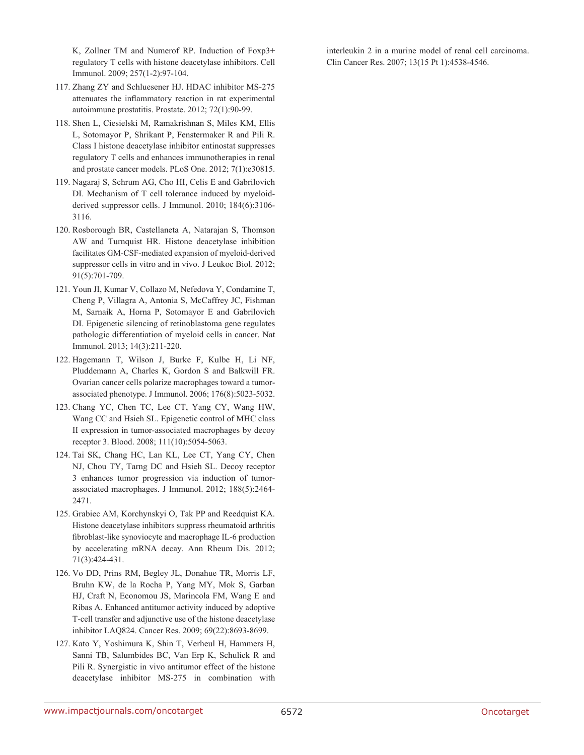K, Zollner TM and Numerof RP. Induction of Foxp3+ regulatory T cells with histone deacetylase inhibitors. Cell Immunol. 2009; 257(1-2):97-104.

117. Zhang ZY and Schluesener HJ. HDAC inhibitor MS-275 attenuates the inflammatory reaction in rat experimental autoimmune prostatitis. Prostate. 2012; 72(1):90-99.

118. Shen L, Ciesielski M, Ramakrishnan S, Miles KM, Ellis L, Sotomayor P, Shrikant P, Fenstermaker R and Pili R. Class I histone deacetylase inhibitor entinostat suppresses regulatory T cells and enhances immunotherapies in renal and prostate cancer models. PLoS One. 2012; 7(1):e30815.

119. Nagaraj S, Schrum AG, Cho HI, Celis E and Gabrilovich DI. Mechanism of T cell tolerance induced by myeloid-derived suppressor cells. J Immunol. 2010; 184(6):3106-3116.

120. Rosborough BR, Castellaneta A, Natarajan S, Thomson AW and Turnquist HR. Histone deacetylase inhibition facilitates GM-CSF-mediated expansion of myeloid-derived suppressor cells in vitro and in vivo. J Leukoc Biol. 2012; 91(5):701-709.

121. Youn JI, Kumar V, Collazo M, Nefedova Y, Condamine T, Cheng P, Villagra A, Antonia S, McCaffrey JC, Fishman M, Sarnaik A, Horna P, Sotomayor E and Gabrilovich DI. Epigenetic silencing of retinoblastoma gene regulates pathologic differentiation of myeloid cells in cancer. Nat Immunol. 2013; 14(3):211-220.

122. Hagemann T, Wilson J, Burke F, Kulbe H, Li NF, Pluddemann A, Charles K, Gordon S and Balkwill FR. Ovarian cancer cells polarize macrophages toward a tumor-associated phenotype. J Immunol. 2006; 176(8):5023-5032.

123. Chang YC, Chen TC, Lee CT, Yang CY, Wang HW, Wang CC and Hsieh SL. Epigenetic control of MHC class II expression in tumor-associated macrophages by decoy receptor 3. Blood. 2008; 111(10):5054-5063.

124. Tai SK, Chang HC, Lan KL, Lee CT, Yang CY, Chen NJ, Chou TY, Tarng DC and Hsieh SL. Decoy receptor 3 enhances tumor progression via induction of tumor-associated macrophages. J Immunol. 2012; 188(5):2464-2471.

125. Grabiec AM, Korchynskyi O, Tak PP and Reedquist KA. Histone deacetylase inhibitors suppress rheumatoid arthritis fibroblast-like synoviocyte and macrophage IL-6 production by accelerating mRNA decay. Ann Rheum Dis. 2012; 71(3):424-431.

126. Vo DD, Prins RM, Begley JL, Donahue TR, Morris LF, Bruhn KW, de la Rocha P, Yang MY, Mok S, Garban HJ, Craft N, Economou JS, Marincola FM, Wang E and Ribas A. Enhanced antitumor activity induced by adoptive T-cell transfer and adjunctive use of the histone deacetylase inhibitor LAQ824. Cancer Res. 2009; 69(22):8693-8699.

127. Kato Y, Yoshimura K, Shin T, Verheul H, Hammers H, Sanni TB, Salumbides BC, Van Erp K, Schulick R and Pili R. Synergistic in vivo antitumor effect of the histone deacetylase inhibitor MS-275 in combination with interleukin 2 in a murine model of renal cell carcinoma. Clin Cancer Res. 2007; 13(15 Pt 1):4538-4546.